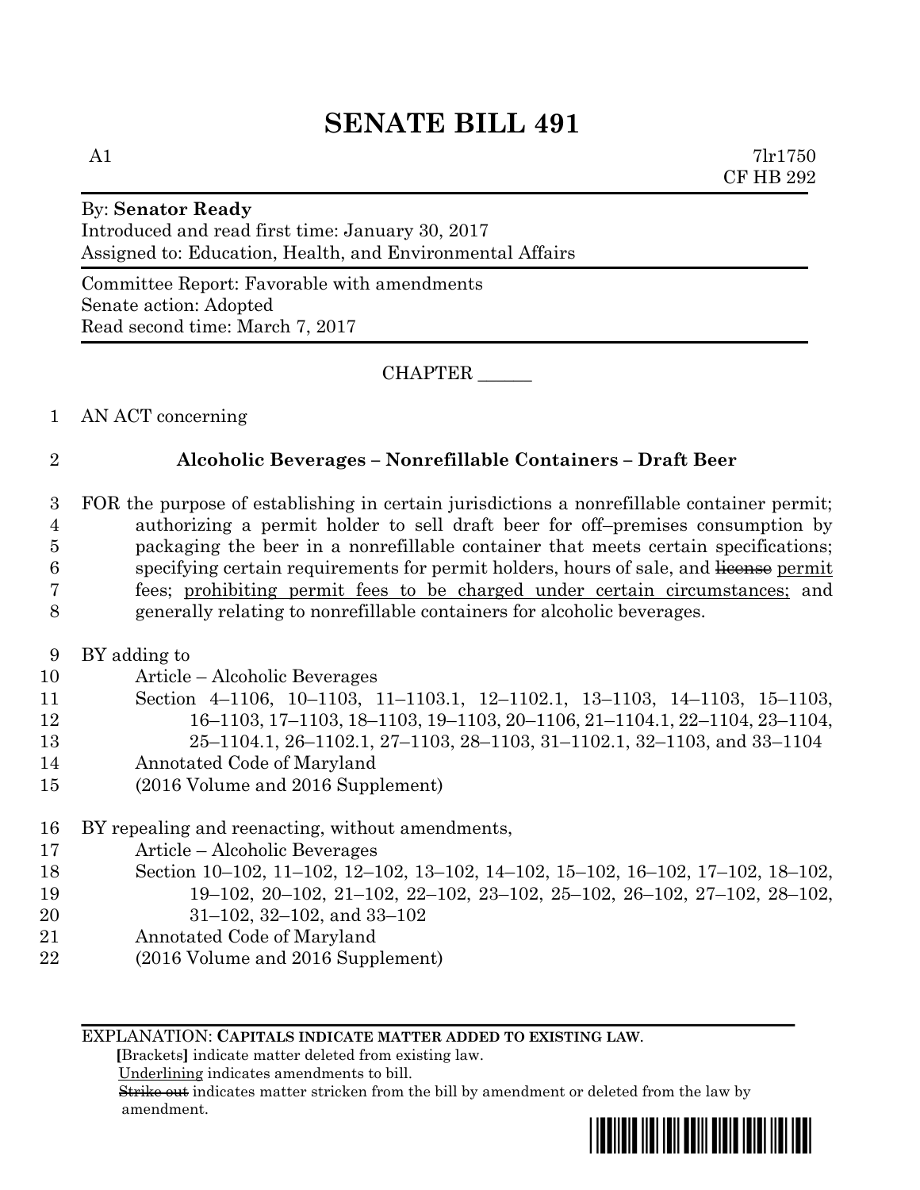# SENATE BILL 491

A1 7lr1750
CF HB 292

By: **Senator Ready**
Introduced and read first time: January 30, 2017
Assigned to: Education, Health, and Environmental Affairs

Committee Report: Favorable with amendments
Senate action: Adopted
Read second time: March 7, 2017

CHAPTER ______

1 AN ACT concerning

2 **Alcoholic Beverages – Nonrefillable Containers – Draft Beer**

3 FOR the purpose of establishing in certain jurisdictions a nonrefillable container permit;
4 authorizing a permit holder to sell draft beer for off–premises consumption by
5 packaging the beer in a nonrefillable container that meets certain specifications;
6 specifying certain requirements for permit holders, hours of sale, and ~~license~~ permit
7 fees; prohibiting permit fees to be charged under certain circumstances; and
8 generally relating to nonrefillable containers for alcoholic beverages.

9 BY adding to
10 Article – Alcoholic Beverages
11 Section 4–1106, 10–1103, 11–1103.1, 12–1102.1, 13–1103, 14–1103, 15–1103,
12 16–1103, 17–1103, 18–1103, 19–1103, 20–1106, 21–1104.1, 22–1104, 23–1104,
13 25–1104.1, 26–1102.1, 27–1103, 28–1103, 31–1102.1, 32–1103, and 33–1104
14 Annotated Code of Maryland
15 (2016 Volume and 2016 Supplement)

16 BY repealing and reenacting, without amendments,
17 Article – Alcoholic Beverages
18 Section 10–102, 11–102, 12–102, 13–102, 14–102, 15–102, 16–102, 17–102, 18–102,
19 19–102, 20–102, 21–102, 22–102, 23–102, 25–102, 26–102, 27–102, 28–102,
20 31–102, 32–102, and 33–102
21 Annotated Code of Maryland
22 (2016 Volume and 2016 Supplement)

EXPLANATION: **CAPITALS INDICATE MATTER ADDED TO EXISTING LAW.**
**[**Brackets**]** indicate matter deleted from existing law.
Underlining indicates amendments to bill.
~~Strike out~~ indicates matter stricken from the bill by amendment or deleted from the law by amendment.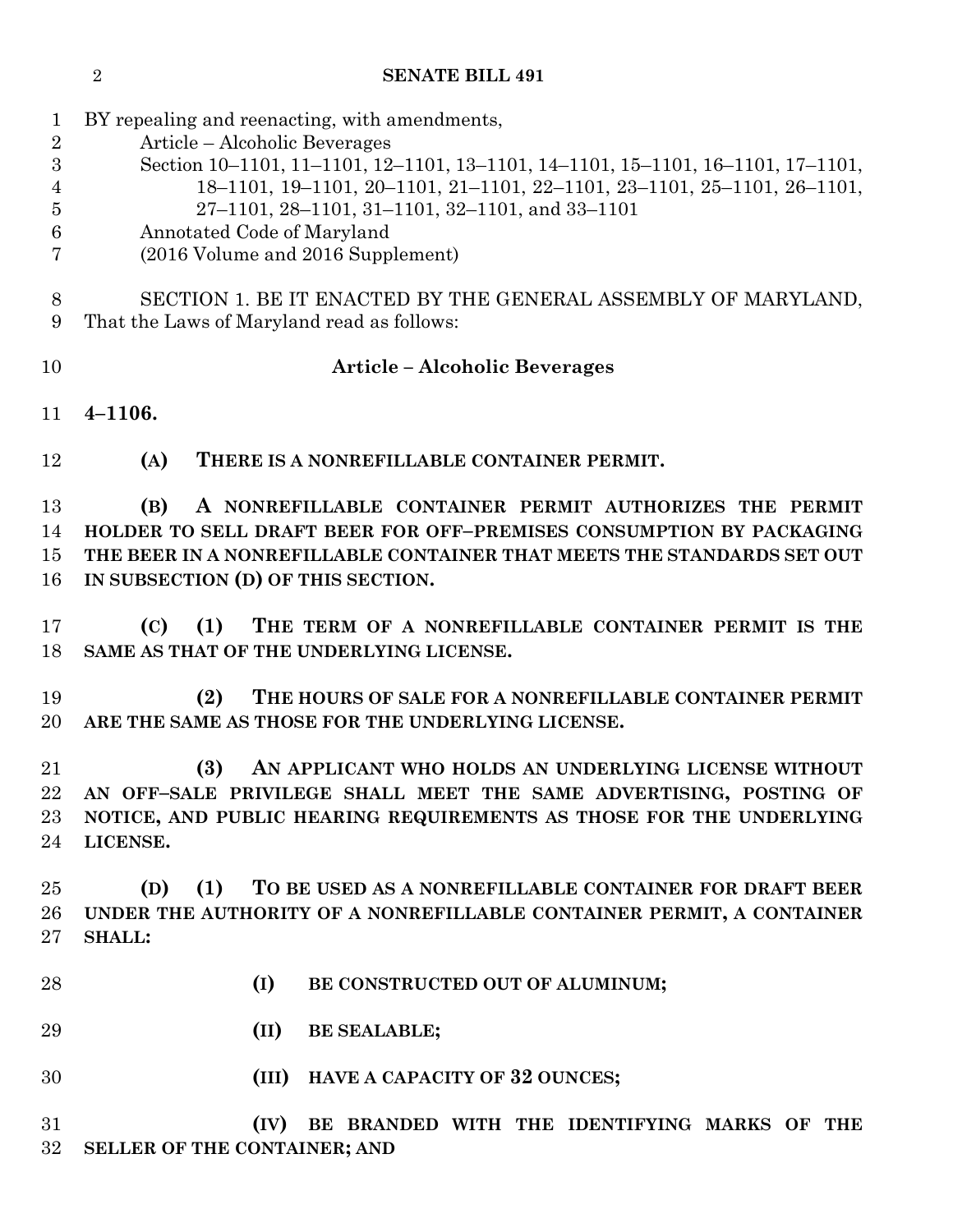BY repealing and reenacting, with amendments,
Article – Alcoholic Beverages
Section 10–1101, 11–1101, 12–1101, 13–1101, 14–1101, 15–1101, 16–1101, 17–1101, 18–1101, 19–1101, 20–1101, 21–1101, 22–1101, 23–1101, 25–1101, 26–1101, 27–1101, 28–1101, 31–1101, 32–1101, and 33–1101
Annotated Code of Maryland
(2016 Volume and 2016 Supplement)

SECTION 1. BE IT ENACTED BY THE GENERAL ASSEMBLY OF MARYLAND, That the Laws of Maryland read as follows:

**Article – Alcoholic Beverages**

**4–1106.**

**(A) THERE IS A NONREFILLABLE CONTAINER PERMIT.**

**(B) A NONREFILLABLE CONTAINER PERMIT AUTHORIZES THE PERMIT HOLDER TO SELL DRAFT BEER FOR OFF–PREMISES CONSUMPTION BY PACKAGING THE BEER IN A NONREFILLABLE CONTAINER THAT MEETS THE STANDARDS SET OUT IN SUBSECTION (D) OF THIS SECTION.**

**(C) (1) THE TERM OF A NONREFILLABLE CONTAINER PERMIT IS THE SAME AS THAT OF THE UNDERLYING LICENSE.**

**(2) THE HOURS OF SALE FOR A NONREFILLABLE CONTAINER PERMIT ARE THE SAME AS THOSE FOR THE UNDERLYING LICENSE.**

**(3) AN APPLICANT WHO HOLDS AN UNDERLYING LICENSE WITHOUT AN OFF–SALE PRIVILEGE SHALL MEET THE SAME ADVERTISING, POSTING OF NOTICE, AND PUBLIC HEARING REQUIREMENTS AS THOSE FOR THE UNDERLYING LICENSE.**

**(D) (1) TO BE USED AS A NONREFILLABLE CONTAINER FOR DRAFT BEER UNDER THE AUTHORITY OF A NONREFILLABLE CONTAINER PERMIT, A CONTAINER SHALL:**

**(I) BE CONSTRUCTED OUT OF ALUMINUM;**

**(II) BE SEALABLE;**

**(III) HAVE A CAPACITY OF 32 OUNCES;**

**(IV) BE BRANDED WITH THE IDENTIFYING MARKS OF THE SELLER OF THE CONTAINER; AND**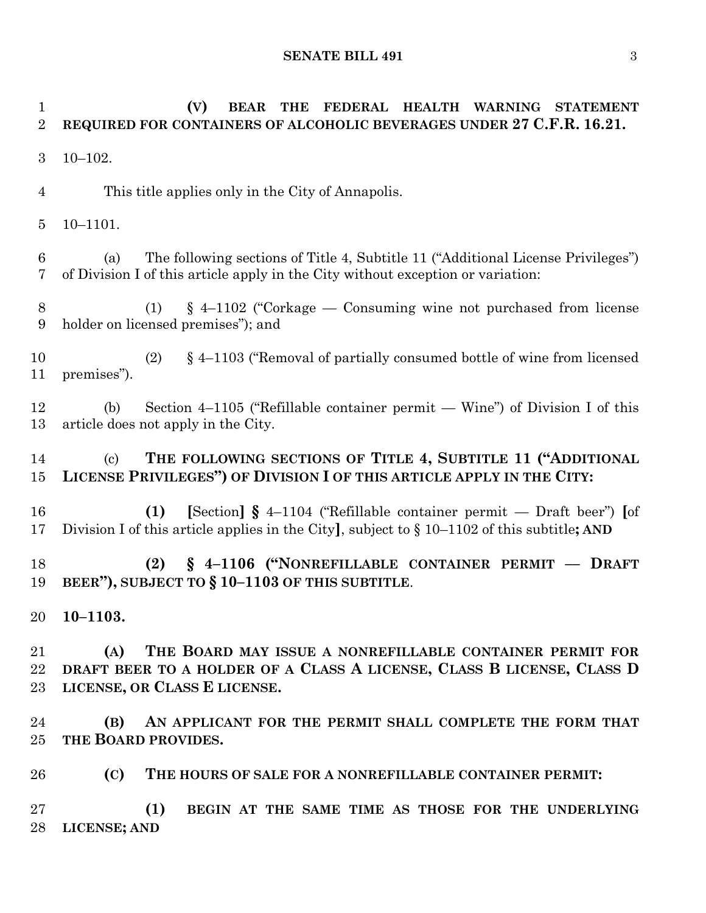**(V) BEAR THE FEDERAL HEALTH WARNING STATEMENT REQUIRED FOR CONTAINERS OF ALCOHOLIC BEVERAGES UNDER 27 C.F.R. 16.21.**

10–102.

This title applies only in the City of Annapolis.

10–1101.

(a) The following sections of Title 4, Subtitle 11 ("Additional License Privileges") of Division I of this article apply in the City without exception or variation:

(1) § 4–1102 ("Corkage — Consuming wine not purchased from license holder on licensed premises"); and

(2) § 4–1103 ("Removal of partially consumed bottle of wine from licensed premises").

(b) Section 4–1105 ("Refillable container permit — Wine") of Division I of this article does not apply in the City.

(c) **THE FOLLOWING SECTIONS OF TITLE 4, SUBTITLE 11 ("ADDITIONAL LICENSE PRIVILEGES") OF DIVISION I OF THIS ARTICLE APPLY IN THE CITY:**

**(1)** **[**Section**] §** 4–1104 ("Refillable container permit — Draft beer") **[**of Division I of this article applies in the City**]**, subject to § 10–1102 of this subtitle**; AND**

**(2) § 4–1106 ("NONREFILLABLE CONTAINER PERMIT — DRAFT BEER"), SUBJECT TO § 10–1103 OF THIS SUBTITLE**.

**10–1103.**

**(A) THE BOARD MAY ISSUE A NONREFILLABLE CONTAINER PERMIT FOR DRAFT BEER TO A HOLDER OF A CLASS A LICENSE, CLASS B LICENSE, CLASS D LICENSE, OR CLASS E LICENSE.**

**(B) AN APPLICANT FOR THE PERMIT SHALL COMPLETE THE FORM THAT THE BOARD PROVIDES.**

**(C) THE HOURS OF SALE FOR A NONREFILLABLE CONTAINER PERMIT:**

**(1) BEGIN AT THE SAME TIME AS THOSE FOR THE UNDERLYING LICENSE; AND**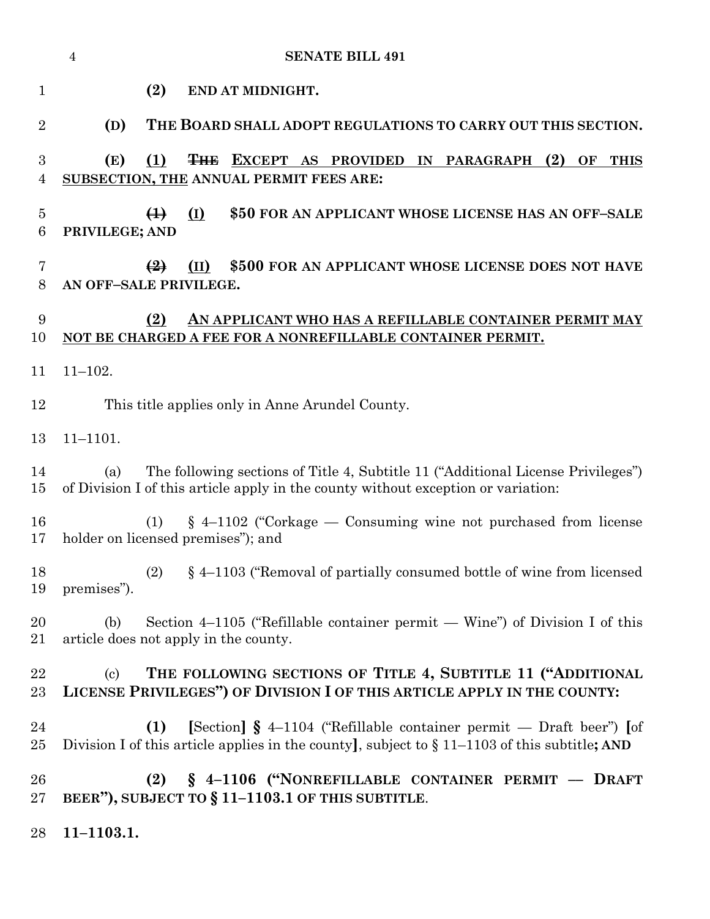**(2) END AT MIDNIGHT.**

**(D) THE BOARD SHALL ADOPT REGULATIONS TO CARRY OUT THIS SECTION.**

**(E)** <u>(1)</u> ~~**THE**~~ <u>**EXCEPT AS PROVIDED IN PARAGRAPH (2) OF THIS SUBSECTION, THE**</u> **ANNUAL PERMIT FEES ARE:**

~~**(1)**~~ <u>(I)</u> **$50 FOR AN APPLICANT WHOSE LICENSE HAS AN OFF–SALE PRIVILEGE; AND**

~~**(2)**~~ <u>(II)</u> **$500 FOR AN APPLICANT WHOSE LICENSE DOES NOT HAVE AN OFF–SALE PRIVILEGE.**

<u>**(2) AN APPLICANT WHO HAS A REFILLABLE CONTAINER PERMIT MAY NOT BE CHARGED A FEE FOR A NONREFILLABLE CONTAINER PERMIT.**</u>

11–102.

This title applies only in Anne Arundel County.

11–1101.

(a) The following sections of Title 4, Subtitle 11 ("Additional License Privileges") of Division I of this article apply in the county without exception or variation:

(1) § 4–1102 ("Corkage — Consuming wine not purchased from license holder on licensed premises"); and

(2) § 4–1103 ("Removal of partially consumed bottle of wine from licensed premises").

(b) Section 4–1105 ("Refillable container permit — Wine") of Division I of this article does not apply in the county.

(c) **THE FOLLOWING SECTIONS OF TITLE 4, SUBTITLE 11 ("ADDITIONAL LICENSE PRIVILEGES") OF DIVISION I OF THIS ARTICLE APPLY IN THE COUNTY:**

**(1)** **[**Section**]** **§** 4–1104 ("Refillable container permit — Draft beer") **[**of Division I of this article applies in the county**]**, subject to § 11–1103 of this subtitle**; AND**

**(2) § 4–1106 ("NONREFILLABLE CONTAINER PERMIT — DRAFT BEER"), SUBJECT TO § 11–1103.1 OF THIS SUBTITLE**.

**11–1103.1.**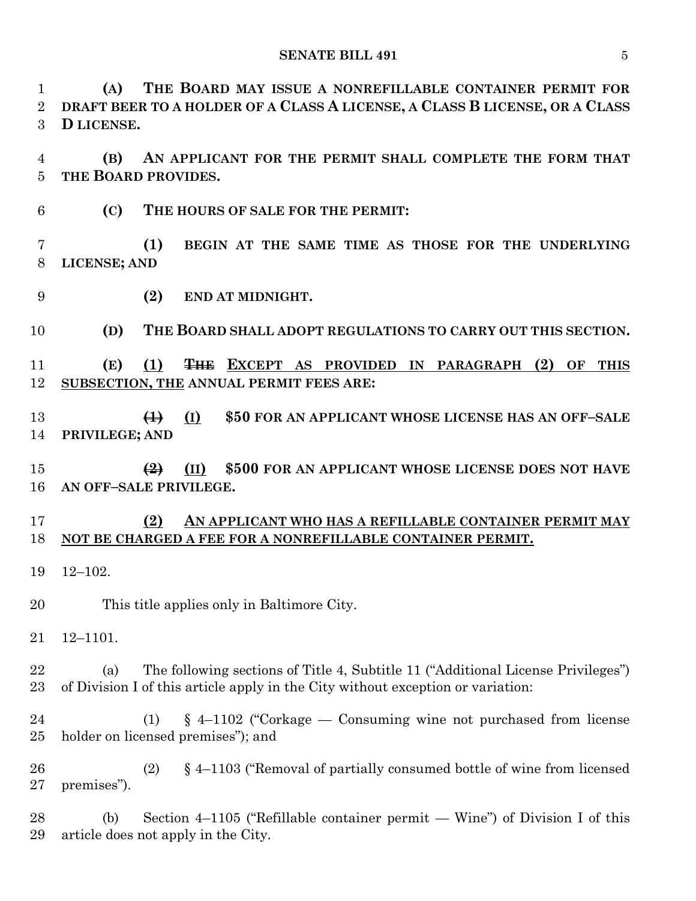**(A) THE BOARD MAY ISSUE A NONREFILLABLE CONTAINER PERMIT FOR DRAFT BEER TO A HOLDER OF A CLASS A LICENSE, A CLASS B LICENSE, OR A CLASS D LICENSE.**

**(B) AN APPLICANT FOR THE PERMIT SHALL COMPLETE THE FORM THAT THE BOARD PROVIDES.**

**(C) THE HOURS OF SALE FOR THE PERMIT:**

**(1) BEGIN AT THE SAME TIME AS THOSE FOR THE UNDERLYING LICENSE; AND**

**(2) END AT MIDNIGHT.**

**(D) THE BOARD SHALL ADOPT REGULATIONS TO CARRY OUT THIS SECTION.**

**(E)** **(1)** ~~**THE**~~ **EXCEPT AS PROVIDED IN PARAGRAPH (2) OF THIS SUBSECTION, THE** **ANNUAL PERMIT FEES ARE:**

~~**(1)**~~ **(I)** **$50 FOR AN APPLICANT WHOSE LICENSE HAS AN OFF–SALE PRIVILEGE; AND**

~~**(2)**~~ **(II)** **$500 FOR AN APPLICANT WHOSE LICENSE DOES NOT HAVE AN OFF–SALE PRIVILEGE.**

**(2) AN APPLICANT WHO HAS A REFILLABLE CONTAINER PERMIT MAY NOT BE CHARGED A FEE FOR A NONREFILLABLE CONTAINER PERMIT.**

12–102.

This title applies only in Baltimore City.

12–1101.

(a) The following sections of Title 4, Subtitle 11 ("Additional License Privileges") of Division I of this article apply in the City without exception or variation:

(1) § 4–1102 ("Corkage — Consuming wine not purchased from license holder on licensed premises"); and

(2) § 4–1103 ("Removal of partially consumed bottle of wine from licensed premises").

(b) Section 4–1105 ("Refillable container permit — Wine") of Division I of this article does not apply in the City.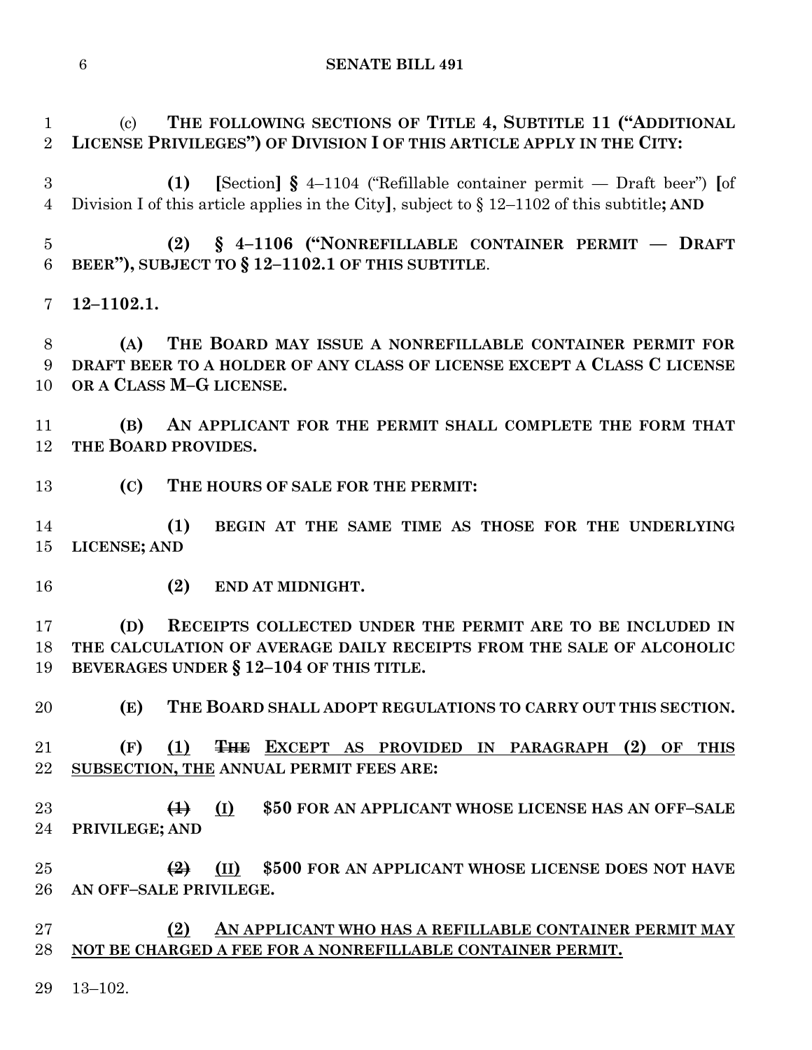(c) **THE FOLLOWING SECTIONS OF TITLE 4, SUBTITLE 11 ("ADDITIONAL LICENSE PRIVILEGES") OF DIVISION I OF THIS ARTICLE APPLY IN THE CITY:**

**(1)** **[**Section**]** **§** 4–1104 ("Refillable container permit — Draft beer") **[**of Division I of this article applies in the City**]**, subject to § 12–1102 of this subtitle**; AND**

**(2) § 4–1106 ("NONREFILLABLE CONTAINER PERMIT — DRAFT BEER"), SUBJECT TO § 12–1102.1 OF THIS SUBTITLE**.

**12–1102.1.**

**(A) THE BOARD MAY ISSUE A NONREFILLABLE CONTAINER PERMIT FOR DRAFT BEER TO A HOLDER OF ANY CLASS OF LICENSE EXCEPT A CLASS C LICENSE OR A CLASS M–G LICENSE.**

**(B) AN APPLICANT FOR THE PERMIT SHALL COMPLETE THE FORM THAT THE BOARD PROVIDES.**

**(C) THE HOURS OF SALE FOR THE PERMIT:**

**(1) BEGIN AT THE SAME TIME AS THOSE FOR THE UNDERLYING LICENSE; AND**

**(2) END AT MIDNIGHT.**

**(D) RECEIPTS COLLECTED UNDER THE PERMIT ARE TO BE INCLUDED IN THE CALCULATION OF AVERAGE DAILY RECEIPTS FROM THE SALE OF ALCOHOLIC BEVERAGES UNDER § 12–104 OF THIS TITLE.**

**(E) THE BOARD SHALL ADOPT REGULATIONS TO CARRY OUT THIS SECTION.**

**(F)** <u>**(1)**</u> ~~**THE**~~ <u>**EXCEPT AS PROVIDED IN PARAGRAPH (2) OF THIS SUBSECTION, THE**</u> **ANNUAL PERMIT FEES ARE:**

~~**(1)**~~ <u>**(I)**</u> **$50 FOR AN APPLICANT WHOSE LICENSE HAS AN OFF–SALE PRIVILEGE; AND**

~~**(2)**~~ <u>**(II)**</u> **$500 FOR AN APPLICANT WHOSE LICENSE DOES NOT HAVE AN OFF–SALE PRIVILEGE.**

<u>**(2) AN APPLICANT WHO HAS A REFILLABLE CONTAINER PERMIT MAY NOT BE CHARGED A FEE FOR A NONREFILLABLE CONTAINER PERMIT.**</u>

13–102.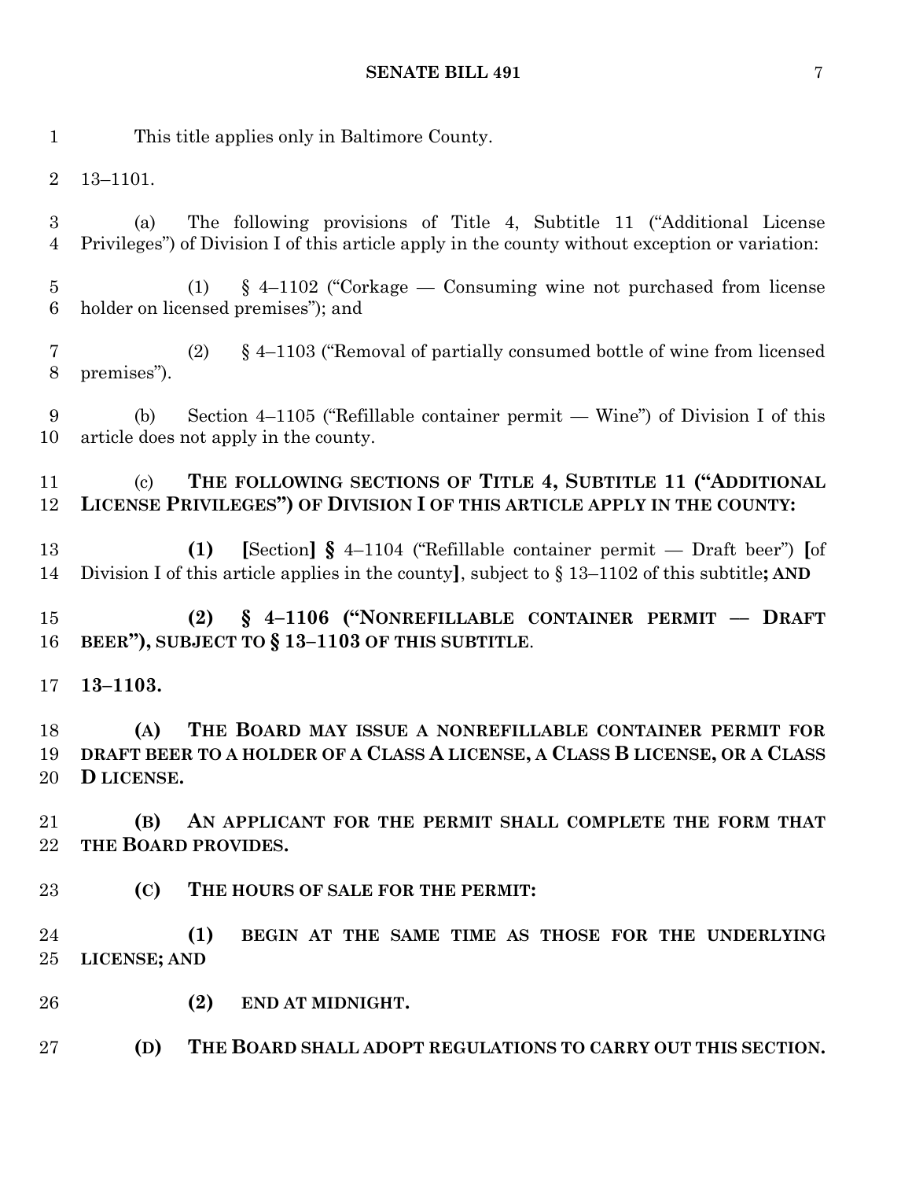This title applies only in Baltimore County.

13–1101.

(a) The following provisions of Title 4, Subtitle 11 ("Additional License Privileges") of Division I of this article apply in the county without exception or variation:

(1) § 4–1102 ("Corkage — Consuming wine not purchased from license holder on licensed premises"); and

(2) § 4–1103 ("Removal of partially consumed bottle of wine from licensed premises").

(b) Section 4–1105 ("Refillable container permit — Wine") of Division I of this article does not apply in the county.

(c) **THE FOLLOWING SECTIONS OF TITLE 4, SUBTITLE 11 ("ADDITIONAL LICENSE PRIVILEGES") OF DIVISION I OF THIS ARTICLE APPLY IN THE COUNTY:**

**(1)** **[**Section**]** **§** 4–1104 ("Refillable container permit — Draft beer") **[**of Division I of this article applies in the county**]**, subject to § 13–1102 of this subtitle**; AND**

**(2) § 4–1106 ("NONREFILLABLE CONTAINER PERMIT — DRAFT BEER"), SUBJECT TO § 13–1103 OF THIS SUBTITLE**.

**13–1103.**

**(A) THE BOARD MAY ISSUE A NONREFILLABLE CONTAINER PERMIT FOR DRAFT BEER TO A HOLDER OF A CLASS A LICENSE, A CLASS B LICENSE, OR A CLASS D LICENSE.**

**(B) AN APPLICANT FOR THE PERMIT SHALL COMPLETE THE FORM THAT THE BOARD PROVIDES.**

**(C) THE HOURS OF SALE FOR THE PERMIT:**

**(1) BEGIN AT THE SAME TIME AS THOSE FOR THE UNDERLYING LICENSE; AND**

**(2) END AT MIDNIGHT.**

**(D) THE BOARD SHALL ADOPT REGULATIONS TO CARRY OUT THIS SECTION.**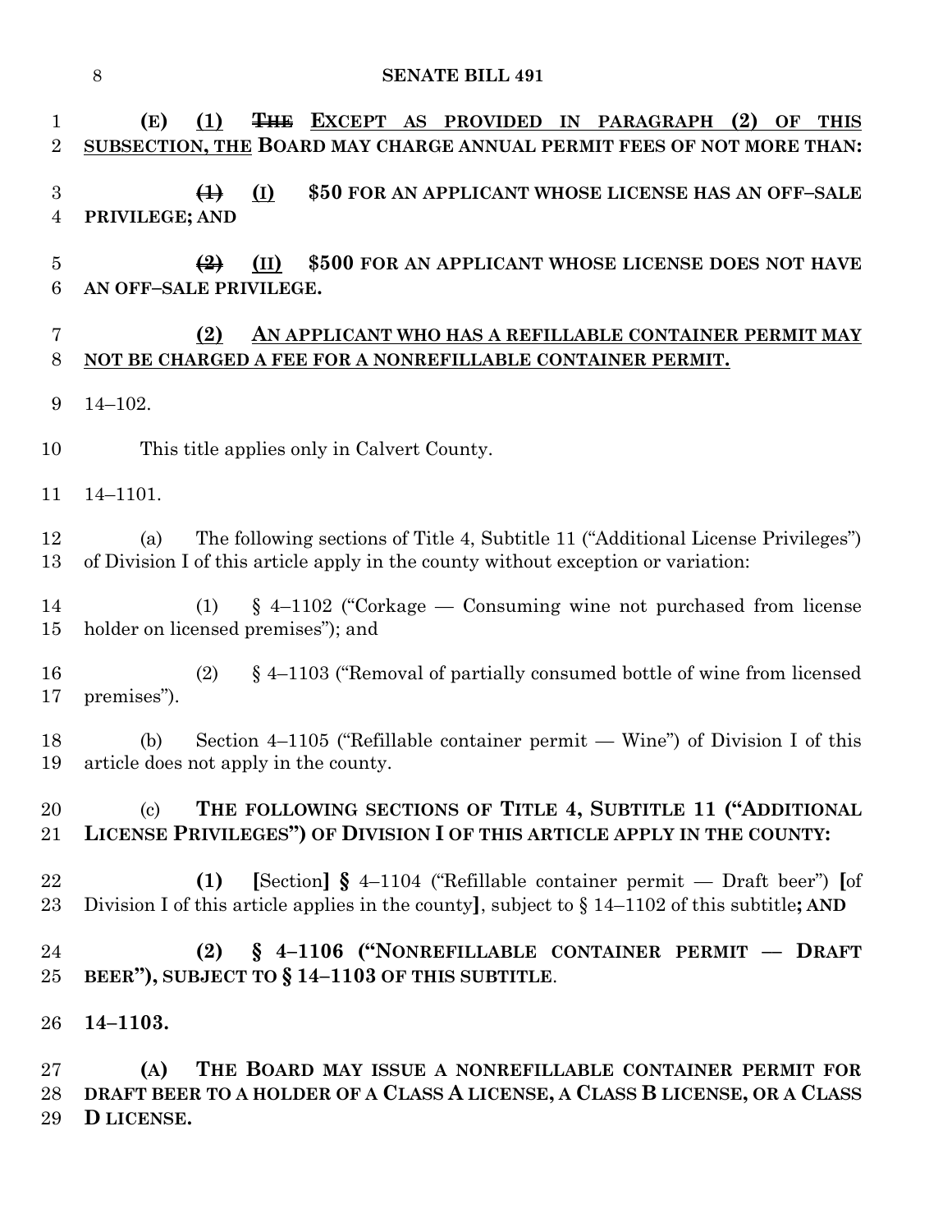**(E)** <u>(1)</u> ~~THE~~ <u>EXCEPT AS PROVIDED IN PARAGRAPH (2) OF THIS SUBSECTION, THE</u> **BOARD MAY CHARGE ANNUAL PERMIT FEES OF NOT MORE THAN:**

~~(1)~~ <u>(I)</u> **$50 FOR AN APPLICANT WHOSE LICENSE HAS AN OFF–SALE PRIVILEGE; AND**

~~(2)~~ <u>(II)</u> **$500 FOR AN APPLICANT WHOSE LICENSE DOES NOT HAVE AN OFF–SALE PRIVILEGE.**

<u>**(2) AN APPLICANT WHO HAS A REFILLABLE CONTAINER PERMIT MAY NOT BE CHARGED A FEE FOR A NONREFILLABLE CONTAINER PERMIT.**</u>

14–102.

This title applies only in Calvert County.

14–1101.

(a) The following sections of Title 4, Subtitle 11 ("Additional License Privileges") of Division I of this article apply in the county without exception or variation:

(1) § 4–1102 ("Corkage — Consuming wine not purchased from license holder on licensed premises"); and

(2) § 4–1103 ("Removal of partially consumed bottle of wine from licensed premises").

(b) Section 4–1105 ("Refillable container permit — Wine") of Division I of this article does not apply in the county.

(c) **THE FOLLOWING SECTIONS OF TITLE 4, SUBTITLE 11 ("ADDITIONAL LICENSE PRIVILEGES") OF DIVISION I OF THIS ARTICLE APPLY IN THE COUNTY:**

**(1)** [Section] **§** 4–1104 ("Refillable container permit — Draft beer") [of Division I of this article applies in the county], subject to § 14–1102 of this subtitle**; AND**

**(2) § 4–1106 ("NONREFILLABLE CONTAINER PERMIT — DRAFT BEER"), SUBJECT TO § 14–1103 OF THIS SUBTITLE**.

**14–1103.**

**(A) THE BOARD MAY ISSUE A NONREFILLABLE CONTAINER PERMIT FOR DRAFT BEER TO A HOLDER OF A CLASS A LICENSE, A CLASS B LICENSE, OR A CLASS D LICENSE.**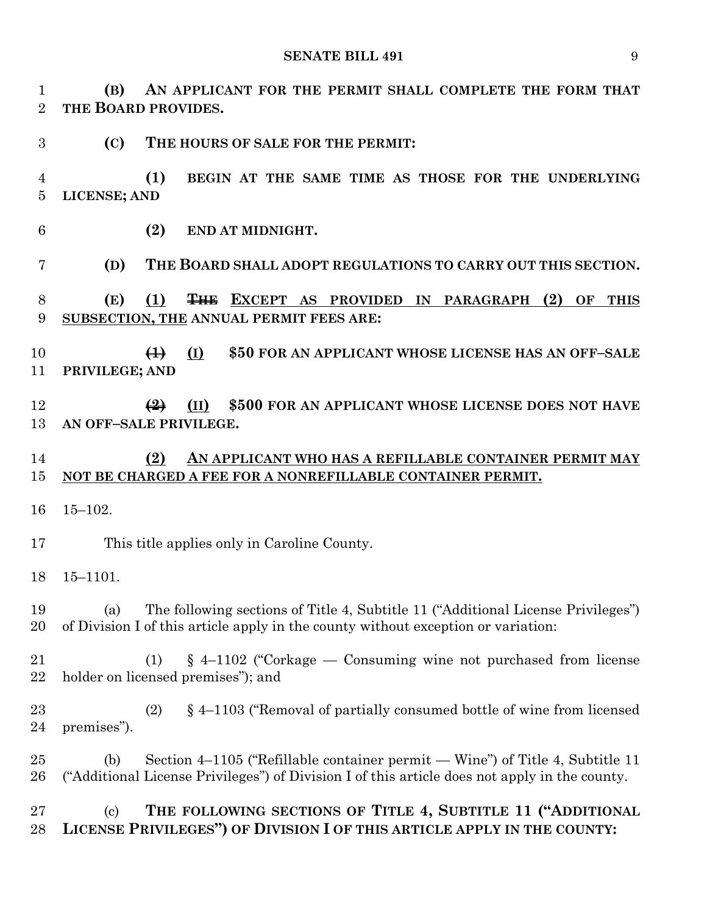**(B) AN APPLICANT FOR THE PERMIT SHALL COMPLETE THE FORM THAT THE BOARD PROVIDES.**

**(C) THE HOURS OF SALE FOR THE PERMIT:**

**(1) BEGIN AT THE SAME TIME AS THOSE FOR THE UNDERLYING LICENSE; AND**

**(2) END AT MIDNIGHT.**

**(D) THE BOARD SHALL ADOPT REGULATIONS TO CARRY OUT THIS SECTION.**

**(E)** **(1)** ~~**THE**~~ **EXCEPT AS PROVIDED IN PARAGRAPH (2) OF THIS SUBSECTION, THE** **ANNUAL PERMIT FEES ARE:**

~~**(1)**~~ **(I)** **$50 FOR AN APPLICANT WHOSE LICENSE HAS AN OFF–SALE PRIVILEGE; AND**

~~**(2)**~~ **(II)** **$500 FOR AN APPLICANT WHOSE LICENSE DOES NOT HAVE AN OFF–SALE PRIVILEGE.**

**(2) AN APPLICANT WHO HAS A REFILLABLE CONTAINER PERMIT MAY NOT BE CHARGED A FEE FOR A NONREFILLABLE CONTAINER PERMIT.**

15–102.

This title applies only in Caroline County.

15–1101.

(a) The following sections of Title 4, Subtitle 11 ("Additional License Privileges") of Division I of this article apply in the county without exception or variation:

(1) § 4–1102 ("Corkage — Consuming wine not purchased from license holder on licensed premises"); and

(2) § 4–1103 ("Removal of partially consumed bottle of wine from licensed premises").

(b) Section 4–1105 ("Refillable container permit — Wine") of Title 4, Subtitle 11 ("Additional License Privileges") of Division I of this article does not apply in the county.

(c) **THE FOLLOWING SECTIONS OF TITLE 4, SUBTITLE 11 ("ADDITIONAL LICENSE PRIVILEGES") OF DIVISION I OF THIS ARTICLE APPLY IN THE COUNTY:**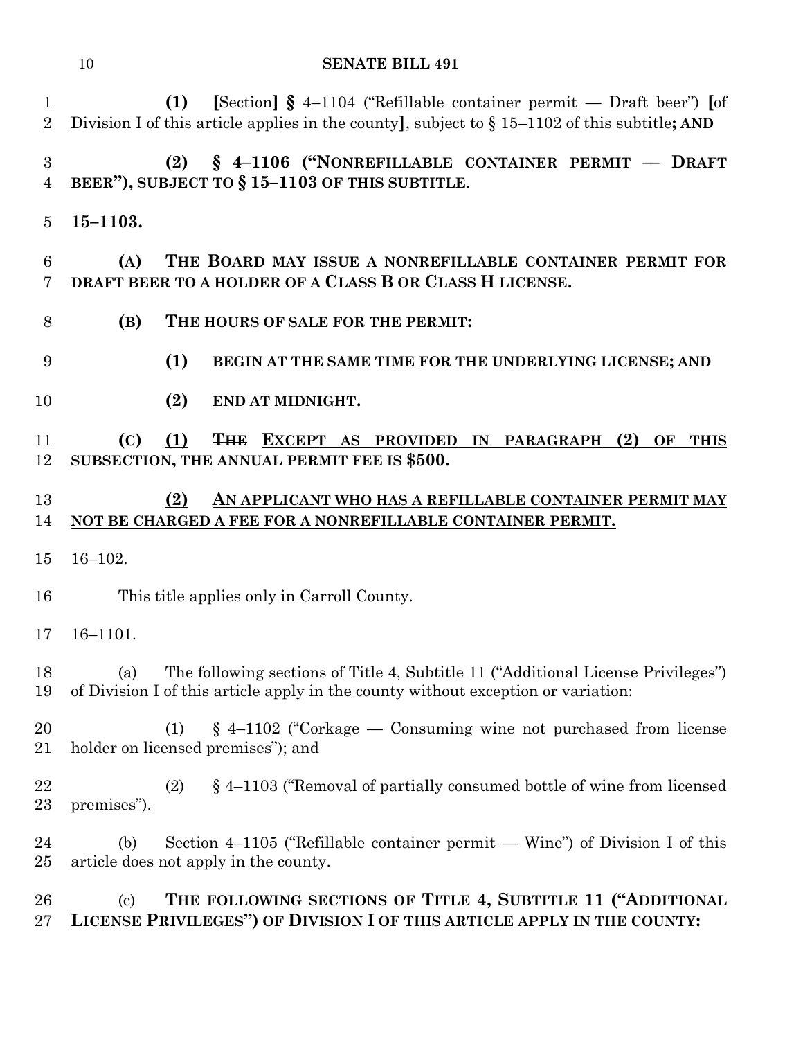**(1)** **[**Section**]** **§** 4–1104 ("Refillable container permit — Draft beer") **[**of Division I of this article applies in the county**]**, subject to § 15–1102 of this subtitle**; AND**

**(2) § 4–1106 ("NONREFILLABLE CONTAINER PERMIT — DRAFT BEER"), SUBJECT TO § 15–1103 OF THIS SUBTITLE**.

**15–1103.**

**(A) THE BOARD MAY ISSUE A NONREFILLABLE CONTAINER PERMIT FOR DRAFT BEER TO A HOLDER OF A CLASS B OR CLASS H LICENSE.**

**(B) THE HOURS OF SALE FOR THE PERMIT:**

**(1) BEGIN AT THE SAME TIME FOR THE UNDERLYING LICENSE; AND**

**(2) END AT MIDNIGHT.**

**(C)** <u>**(1)**</u> ~~**THE**~~ <u>**EXCEPT AS PROVIDED IN PARAGRAPH (2) OF THIS SUBSECTION, THE**</u> **ANNUAL PERMIT FEE IS $500.**

<u>**(2) AN APPLICANT WHO HAS A REFILLABLE CONTAINER PERMIT MAY NOT BE CHARGED A FEE FOR A NONREFILLABLE CONTAINER PERMIT.**</u>

16–102.

This title applies only in Carroll County.

16–1101.

(a) The following sections of Title 4, Subtitle 11 ("Additional License Privileges") of Division I of this article apply in the county without exception or variation:

(1) § 4–1102 ("Corkage — Consuming wine not purchased from license holder on licensed premises"); and

(2) § 4–1103 ("Removal of partially consumed bottle of wine from licensed premises").

(b) Section 4–1105 ("Refillable container permit — Wine") of Division I of this article does not apply in the county.

(c) **THE FOLLOWING SECTIONS OF TITLE 4, SUBTITLE 11 ("ADDITIONAL LICENSE PRIVILEGES") OF DIVISION I OF THIS ARTICLE APPLY IN THE COUNTY:**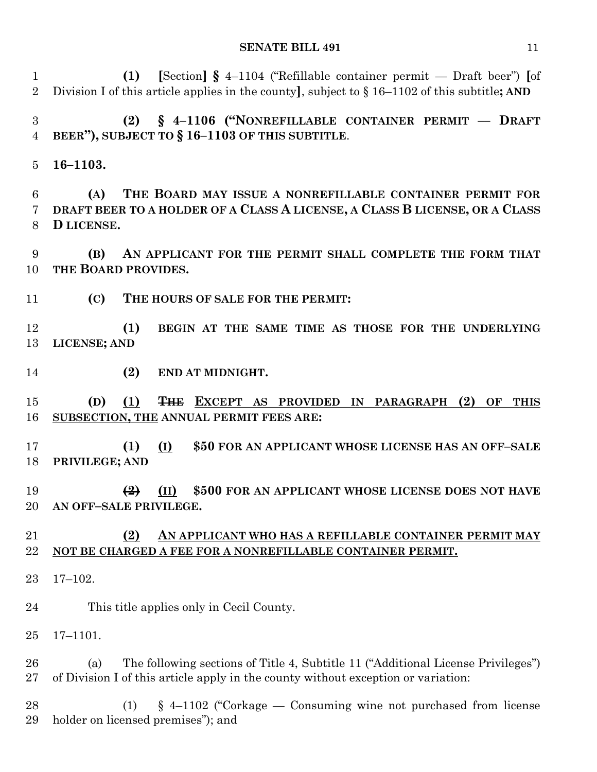(1) [Section] § 4–1104 ("Refillable container permit — Draft beer") [of Division I of this article applies in the county], subject to § 16–1102 of this subtitle**; AND**

**(2) § 4–1106 ("NONREFILLABLE CONTAINER PERMIT — DRAFT BEER"), SUBJECT TO § 16–1103 OF THIS SUBTITLE**.

**16–1103.**

**(A) THE BOARD MAY ISSUE A NONREFILLABLE CONTAINER PERMIT FOR DRAFT BEER TO A HOLDER OF A CLASS A LICENSE, A CLASS B LICENSE, OR A CLASS D LICENSE.**

**(B) AN APPLICANT FOR THE PERMIT SHALL COMPLETE THE FORM THAT THE BOARD PROVIDES.**

**(C) THE HOURS OF SALE FOR THE PERMIT:**

**(1) BEGIN AT THE SAME TIME AS THOSE FOR THE UNDERLYING LICENSE; AND**

**(2) END AT MIDNIGHT.**

**(D) (1) ~~THE~~ EXCEPT AS PROVIDED IN PARAGRAPH (2) OF THIS SUBSECTION, THE ANNUAL PERMIT FEES ARE:**

**~~(1)~~ (I) $50 FOR AN APPLICANT WHOSE LICENSE HAS AN OFF–SALE PRIVILEGE; AND**

**~~(2)~~ (II) $500 FOR AN APPLICANT WHOSE LICENSE DOES NOT HAVE AN OFF–SALE PRIVILEGE.**

**(2) AN APPLICANT WHO HAS A REFILLABLE CONTAINER PERMIT MAY NOT BE CHARGED A FEE FOR A NONREFILLABLE CONTAINER PERMIT.**

17–102.

This title applies only in Cecil County.

17–1101.

(a) The following sections of Title 4, Subtitle 11 ("Additional License Privileges") of Division I of this article apply in the county without exception or variation:

(1) § 4–1102 ("Corkage — Consuming wine not purchased from license holder on licensed premises"); and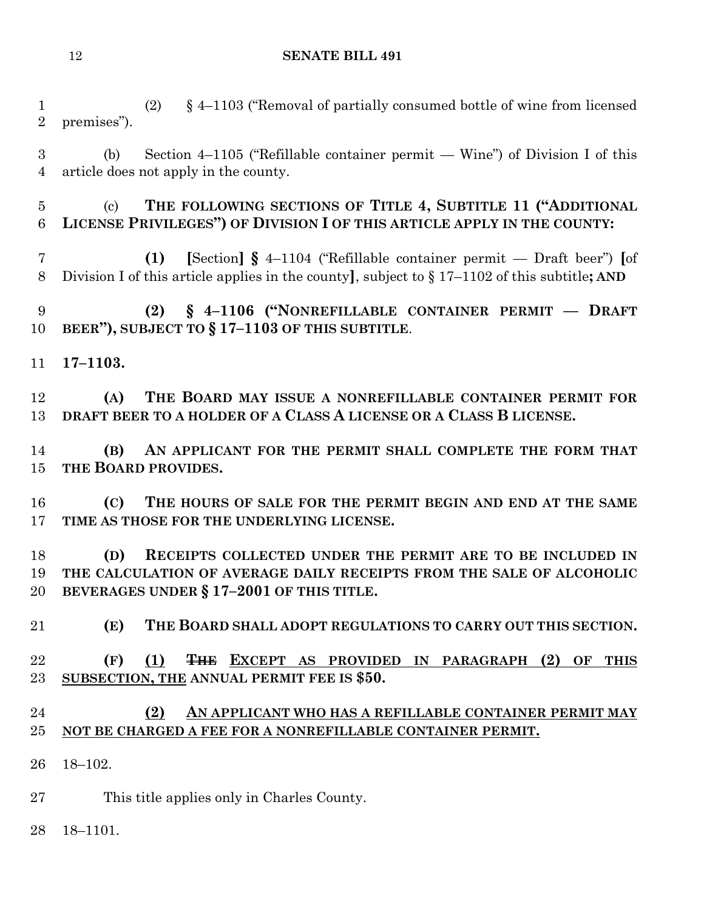(2) § 4–1103 ("Removal of partially consumed bottle of wine from licensed premises").

(b) Section 4–1105 ("Refillable container permit — Wine") of Division I of this article does not apply in the county.

(c) **THE FOLLOWING SECTIONS OF TITLE 4, SUBTITLE 11 ("ADDITIONAL LICENSE PRIVILEGES") OF DIVISION I OF THIS ARTICLE APPLY IN THE COUNTY:**

**(1)** **[**Section**]** **§** 4–1104 ("Refillable container permit — Draft beer") **[**of Division I of this article applies in the county**]**, subject to § 17–1102 of this subtitle**; AND**

**(2) § 4–1106 ("NONREFILLABLE CONTAINER PERMIT — DRAFT BEER"), SUBJECT TO § 17–1103 OF THIS SUBTITLE**.

**17–1103.**

**(A) THE BOARD MAY ISSUE A NONREFILLABLE CONTAINER PERMIT FOR DRAFT BEER TO A HOLDER OF A CLASS A LICENSE OR A CLASS B LICENSE.**

**(B) AN APPLICANT FOR THE PERMIT SHALL COMPLETE THE FORM THAT THE BOARD PROVIDES.**

**(C) THE HOURS OF SALE FOR THE PERMIT BEGIN AND END AT THE SAME TIME AS THOSE FOR THE UNDERLYING LICENSE.**

**(D) RECEIPTS COLLECTED UNDER THE PERMIT ARE TO BE INCLUDED IN THE CALCULATION OF AVERAGE DAILY RECEIPTS FROM THE SALE OF ALCOHOLIC BEVERAGES UNDER § 17–2001 OF THIS TITLE.**

**(E) THE BOARD SHALL ADOPT REGULATIONS TO CARRY OUT THIS SECTION.**

**(F) (1) ~~THE~~ EXCEPT AS PROVIDED IN PARAGRAPH (2) OF THIS SUBSECTION, THE ANNUAL PERMIT FEE IS $50.**

**(2) AN APPLICANT WHO HAS A REFILLABLE CONTAINER PERMIT MAY NOT BE CHARGED A FEE FOR A NONREFILLABLE CONTAINER PERMIT.**

18–102.

This title applies only in Charles County.

18–1101.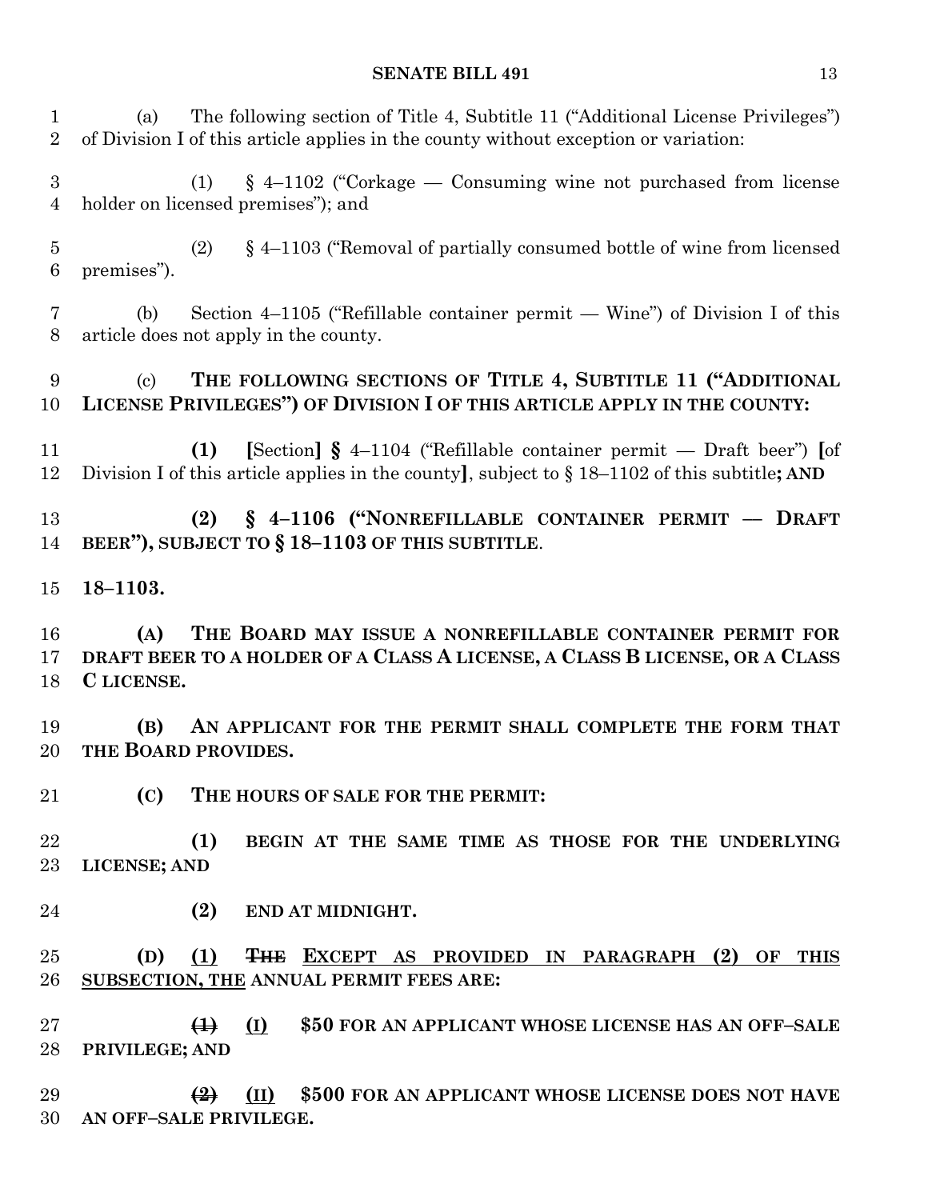(a) The following section of Title 4, Subtitle 11 ("Additional License Privileges") of Division I of this article applies in the county without exception or variation:

(1) § 4–1102 ("Corkage — Consuming wine not purchased from license holder on licensed premises"); and

(2) § 4–1103 ("Removal of partially consumed bottle of wine from licensed premises").

(b) Section 4–1105 ("Refillable container permit — Wine") of Division I of this article does not apply in the county.

**(c) THE FOLLOWING SECTIONS OF TITLE 4, SUBTITLE 11 ("ADDITIONAL LICENSE PRIVILEGES") OF DIVISION I OF THIS ARTICLE APPLY IN THE COUNTY:**

**(1)** **[**Section**]** **§** 4–1104 ("Refillable container permit — Draft beer") **[**of Division I of this article applies in the county**]**, subject to § 18–1102 of this subtitle**; AND**

**(2) § 4–1106 ("NONREFILLABLE CONTAINER PERMIT — DRAFT BEER"), SUBJECT TO § 18–1103 OF THIS SUBTITLE**.

**18–1103.**

**(A) THE BOARD MAY ISSUE A NONREFILLABLE CONTAINER PERMIT FOR DRAFT BEER TO A HOLDER OF A CLASS A LICENSE, A CLASS B LICENSE, OR A CLASS C LICENSE.**

**(B) AN APPLICANT FOR THE PERMIT SHALL COMPLETE THE FORM THAT THE BOARD PROVIDES.**

**(C) THE HOURS OF SALE FOR THE PERMIT:**

**(1) BEGIN AT THE SAME TIME AS THOSE FOR THE UNDERLYING LICENSE; AND**

**(2) END AT MIDNIGHT.**

**(D)** **(1)** ~~**THE**~~ **EXCEPT AS PROVIDED IN PARAGRAPH (2) OF THIS SUBSECTION, THE ANNUAL PERMIT FEES ARE:**

~~**(1)**~~ **(I)** **$50 FOR AN APPLICANT WHOSE LICENSE HAS AN OFF–SALE PRIVILEGE; AND**

~~**(2)**~~ **(II)** **$500 FOR AN APPLICANT WHOSE LICENSE DOES NOT HAVE AN OFF–SALE PRIVILEGE.**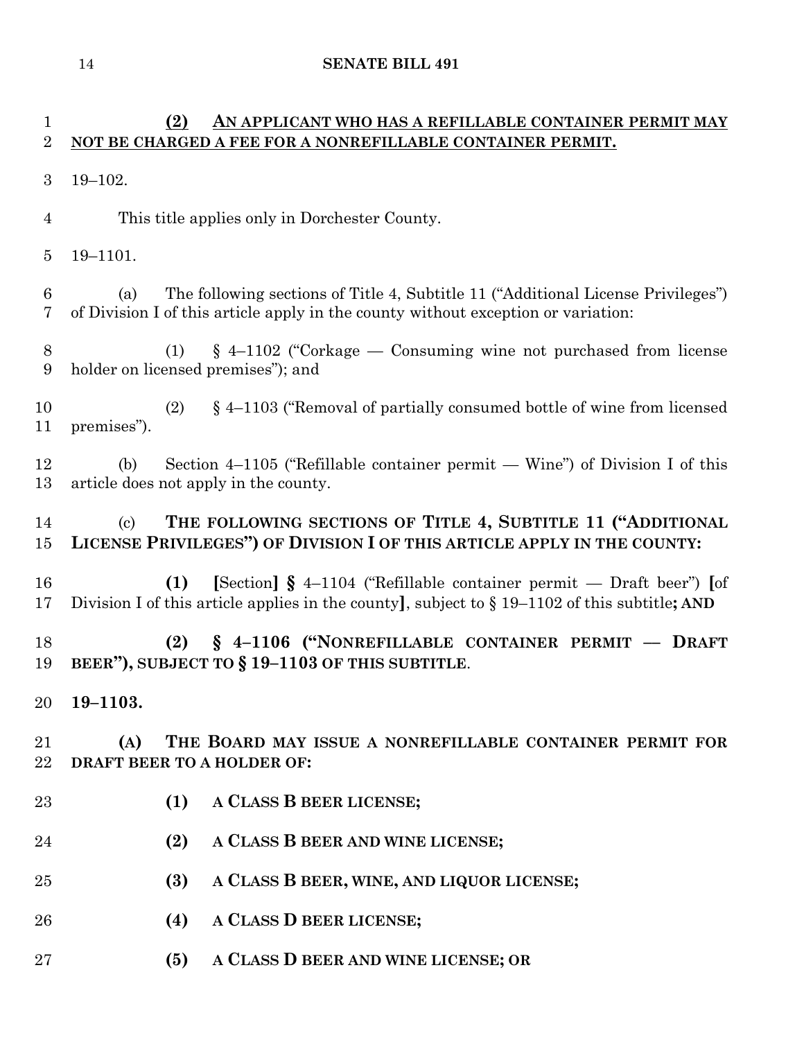**(2) <u>AN APPLICANT WHO HAS A REFILLABLE CONTAINER PERMIT MAY NOT BE CHARGED A FEE FOR A NONREFILLABLE CONTAINER PERMIT.</u>**

19–102.

This title applies only in Dorchester County.

19–1101.

(a) The following sections of Title 4, Subtitle 11 ("Additional License Privileges") of Division I of this article apply in the county without exception or variation:

(1) § 4–1102 ("Corkage — Consuming wine not purchased from license holder on licensed premises"); and

(2) § 4–1103 ("Removal of partially consumed bottle of wine from licensed premises").

(b) Section 4–1105 ("Refillable container permit — Wine") of Division I of this article does not apply in the county.

(c) **THE FOLLOWING SECTIONS OF TITLE 4, SUBTITLE 11 ("ADDITIONAL LICENSE PRIVILEGES") OF DIVISION I OF THIS ARTICLE APPLY IN THE COUNTY:**

**(1)** **[**Section**]** **§** 4–1104 ("Refillable container permit — Draft beer") **[**of Division I of this article applies in the county**]**, subject to § 19–1102 of this subtitle**; AND**

**(2) § 4–1106 ("NONREFILLABLE CONTAINER PERMIT — DRAFT BEER"), SUBJECT TO § 19–1103 OF THIS SUBTITLE**.

**19–1103.**

**(A) THE BOARD MAY ISSUE A NONREFILLABLE CONTAINER PERMIT FOR DRAFT BEER TO A HOLDER OF:**

**(1) A CLASS B BEER LICENSE;**

**(2) A CLASS B BEER AND WINE LICENSE;**

**(3) A CLASS B BEER, WINE, AND LIQUOR LICENSE;**

**(4) A CLASS D BEER LICENSE;**

**(5) A CLASS D BEER AND WINE LICENSE; OR**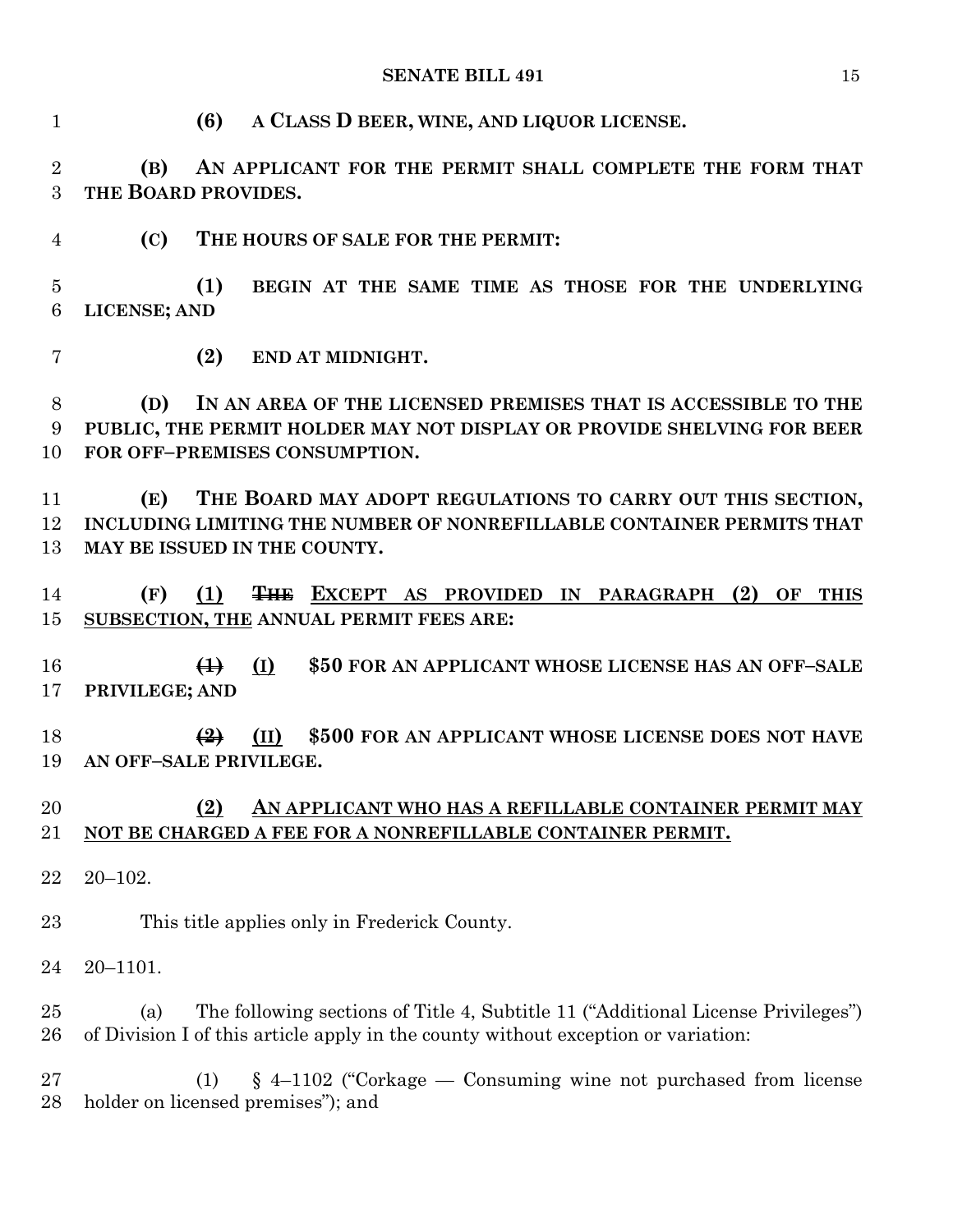**(6) A CLASS D BEER, WINE, AND LIQUOR LICENSE.**

**(B) AN APPLICANT FOR THE PERMIT SHALL COMPLETE THE FORM THAT THE BOARD PROVIDES.**

**(C) THE HOURS OF SALE FOR THE PERMIT:**

**(1) BEGIN AT THE SAME TIME AS THOSE FOR THE UNDERLYING LICENSE; AND**

**(2) END AT MIDNIGHT.**

**(D) IN AN AREA OF THE LICENSED PREMISES THAT IS ACCESSIBLE TO THE PUBLIC, THE PERMIT HOLDER MAY NOT DISPLAY OR PROVIDE SHELVING FOR BEER FOR OFF–PREMISES CONSUMPTION.**

**(E) THE BOARD MAY ADOPT REGULATIONS TO CARRY OUT THIS SECTION, INCLUDING LIMITING THE NUMBER OF NONREFILLABLE CONTAINER PERMITS THAT MAY BE ISSUED IN THE COUNTY.**

**(F) (1) ~~THE~~ EXCEPT AS PROVIDED IN PARAGRAPH (2) OF THIS SUBSECTION, THE ANNUAL PERMIT FEES ARE:**

**~~(1)~~ (I) $50 FOR AN APPLICANT WHOSE LICENSE HAS AN OFF–SALE PRIVILEGE; AND**

**~~(2)~~ (II) $500 FOR AN APPLICANT WHOSE LICENSE DOES NOT HAVE AN OFF–SALE PRIVILEGE.**

**(2) AN APPLICANT WHO HAS A REFILLABLE CONTAINER PERMIT MAY NOT BE CHARGED A FEE FOR A NONREFILLABLE CONTAINER PERMIT.**

20–102.

This title applies only in Frederick County.

20–1101.

(a) The following sections of Title 4, Subtitle 11 ("Additional License Privileges") of Division I of this article apply in the county without exception or variation:

(1) § 4–1102 ("Corkage — Consuming wine not purchased from license holder on licensed premises"); and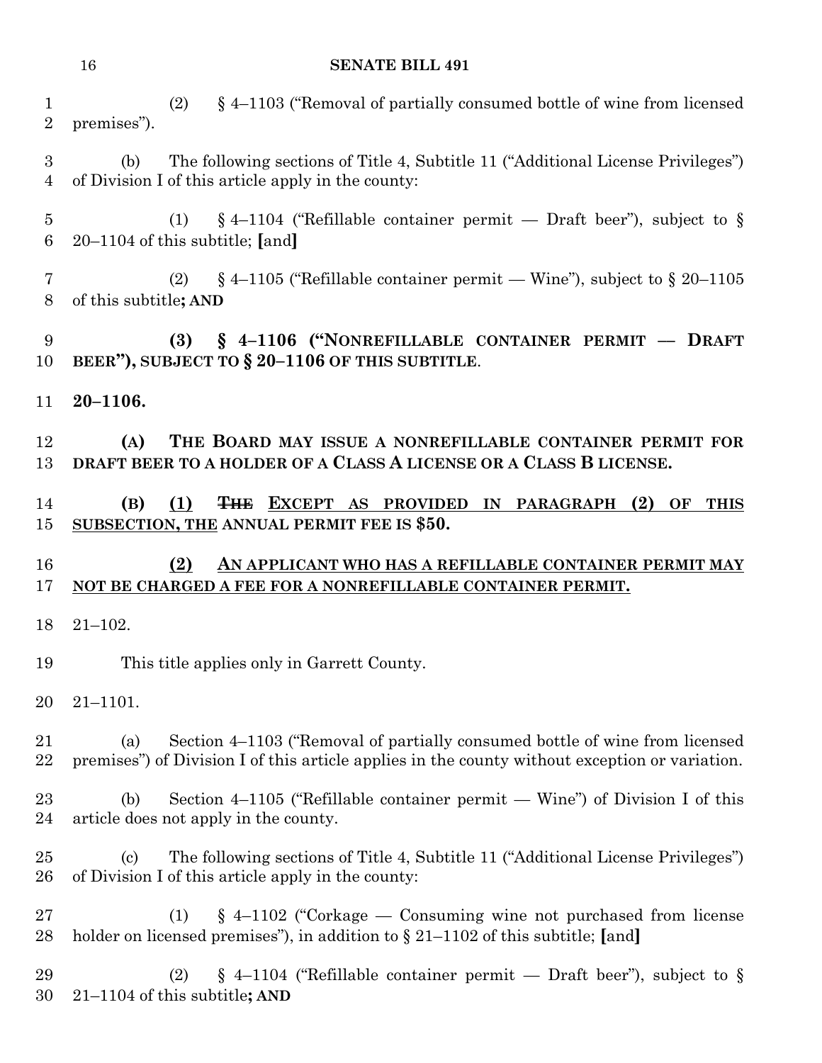(2) § 4–1103 ("Removal of partially consumed bottle of wine from licensed premises").

(b) The following sections of Title 4, Subtitle 11 ("Additional License Privileges") of Division I of this article apply in the county:

(1) § 4–1104 ("Refillable container permit — Draft beer"), subject to § 20–1104 of this subtitle; [and]

(2) § 4–1105 ("Refillable container permit — Wine"), subject to § 20–1105 of this subtitle**; AND**

**(3) § 4–1106 ("NONREFILLABLE CONTAINER PERMIT — DRAFT BEER"), SUBJECT TO § 20–1106 OF THIS SUBTITLE**.

**20–1106.**

**(A) THE BOARD MAY ISSUE A NONREFILLABLE CONTAINER PERMIT FOR DRAFT BEER TO A HOLDER OF A CLASS A LICENSE OR A CLASS B LICENSE.**

**(B) <u>(1)</u> ~~THE~~ <u>EXCEPT AS PROVIDED IN PARAGRAPH (2) OF THIS SUBSECTION, THE</u> ANNUAL PERMIT FEE IS $50.**

**<u>(2) AN APPLICANT WHO HAS A REFILLABLE CONTAINER PERMIT MAY NOT BE CHARGED A FEE FOR A NONREFILLABLE CONTAINER PERMIT.</u>**

21–102.

This title applies only in Garrett County.

21–1101.

(a) Section 4–1103 ("Removal of partially consumed bottle of wine from licensed premises") of Division I of this article applies in the county without exception or variation.

(b) Section 4–1105 ("Refillable container permit — Wine") of Division I of this article does not apply in the county.

(c) The following sections of Title 4, Subtitle 11 ("Additional License Privileges") of Division I of this article apply in the county:

(1) § 4–1102 ("Corkage — Consuming wine not purchased from license holder on licensed premises"), in addition to § 21–1102 of this subtitle; [and]

(2) § 4–1104 ("Refillable container permit — Draft beer"), subject to § 21–1104 of this subtitle**; AND**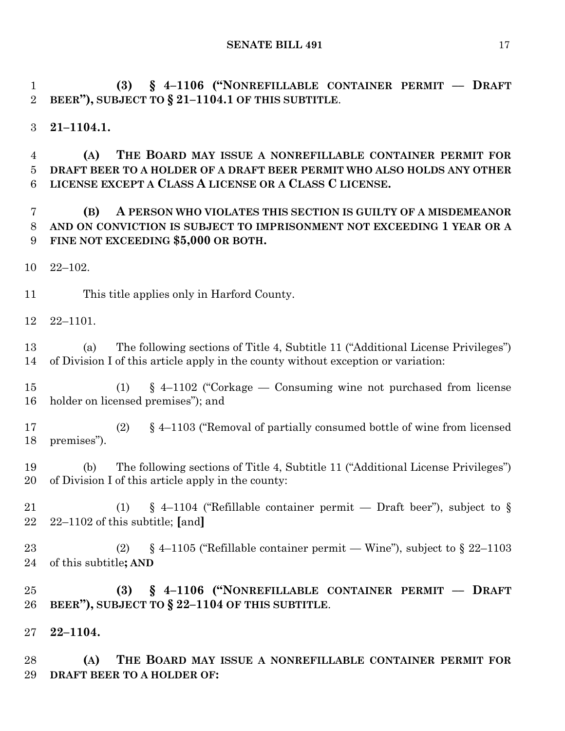(3) **§ 4–1106 ("NONREFILLABLE CONTAINER PERMIT — DRAFT BEER"), SUBJECT TO § 21–1104.1 OF THIS SUBTITLE**.

**21–1104.1.**

**(A) THE BOARD MAY ISSUE A NONREFILLABLE CONTAINER PERMIT FOR DRAFT BEER TO A HOLDER OF A DRAFT BEER PERMIT WHO ALSO HOLDS ANY OTHER LICENSE EXCEPT A CLASS A LICENSE OR A CLASS C LICENSE.**

**(B) A PERSON WHO VIOLATES THIS SECTION IS GUILTY OF A MISDEMEANOR AND ON CONVICTION IS SUBJECT TO IMPRISONMENT NOT EXCEEDING 1 YEAR OR A FINE NOT EXCEEDING $5,000 OR BOTH.**

22–102.

This title applies only in Harford County.

22–1101.

(a) The following sections of Title 4, Subtitle 11 ("Additional License Privileges") of Division I of this article apply in the county without exception or variation:

(1) § 4–1102 ("Corkage — Consuming wine not purchased from license holder on licensed premises"); and

(2) § 4–1103 ("Removal of partially consumed bottle of wine from licensed premises").

(b) The following sections of Title 4, Subtitle 11 ("Additional License Privileges") of Division I of this article apply in the county:

(1) § 4–1104 ("Refillable container permit — Draft beer"), subject to § 22–1102 of this subtitle; **[**and**]**

(2) § 4–1105 ("Refillable container permit — Wine"), subject to § 22–1103 of this subtitle**; AND**

**(3) § 4–1106 ("NONREFILLABLE CONTAINER PERMIT — DRAFT BEER"), SUBJECT TO § 22–1104 OF THIS SUBTITLE**.

**22–1104.**

**(A) THE BOARD MAY ISSUE A NONREFILLABLE CONTAINER PERMIT FOR DRAFT BEER TO A HOLDER OF:**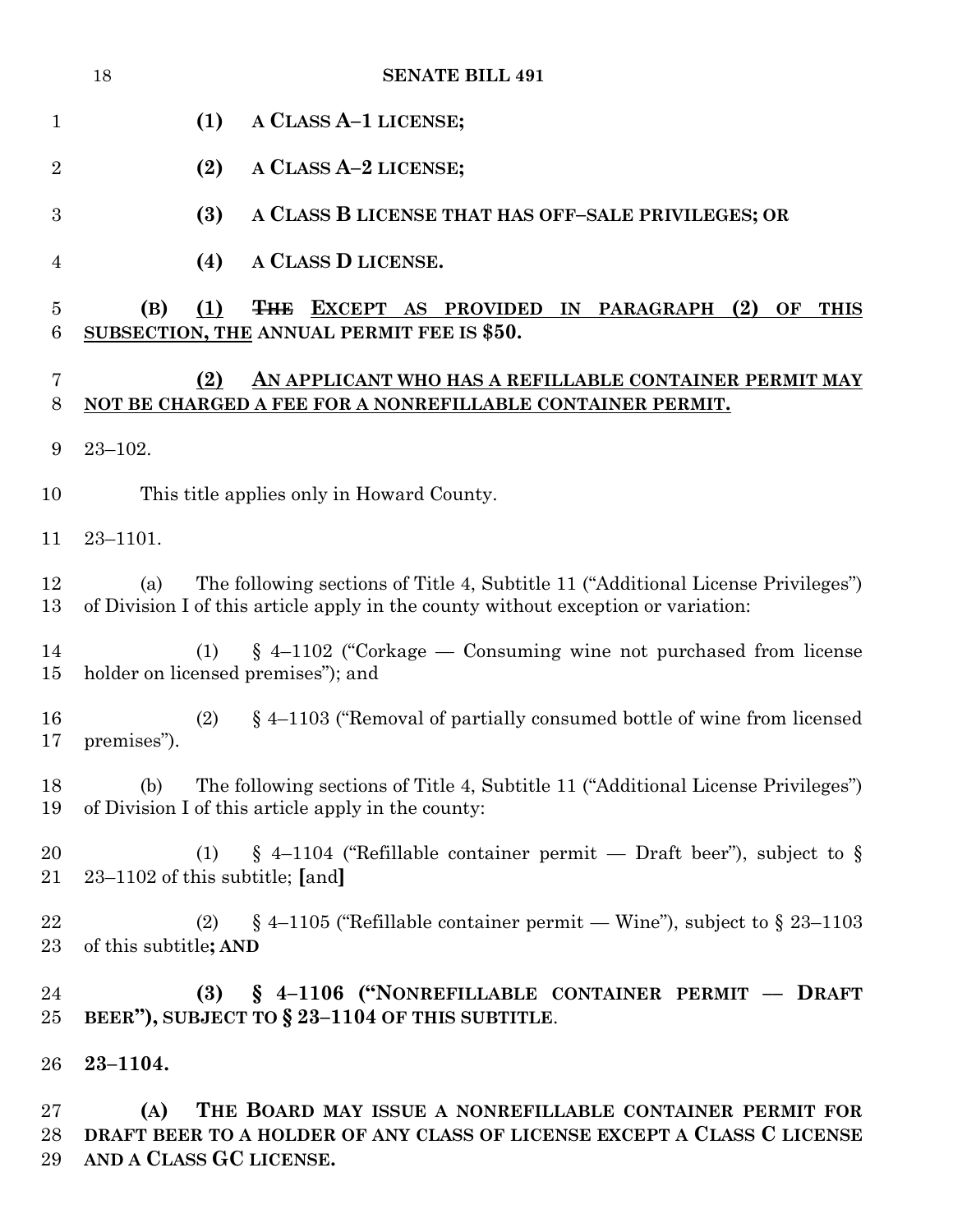**(1) A CLASS A–1 LICENSE;**

**(2) A CLASS A–2 LICENSE;**

**(3) A CLASS B LICENSE THAT HAS OFF–SALE PRIVILEGES; OR**

**(4) A CLASS D LICENSE.**

**(B)** <u>**(1)**</u> ~~**THE**~~ <u>**EXCEPT AS PROVIDED IN PARAGRAPH (2) OF THIS SUBSECTION, THE**</u> **ANNUAL PERMIT FEE IS $50.**

<u>**(2) AN APPLICANT WHO HAS A REFILLABLE CONTAINER PERMIT MAY NOT BE CHARGED A FEE FOR A NONREFILLABLE CONTAINER PERMIT.**</u>

23–102.

This title applies only in Howard County.

23–1101.

(a) The following sections of Title 4, Subtitle 11 ("Additional License Privileges") of Division I of this article apply in the county without exception or variation:

(1) § 4–1102 ("Corkage — Consuming wine not purchased from license holder on licensed premises"); and

(2) § 4–1103 ("Removal of partially consumed bottle of wine from licensed premises").

(b) The following sections of Title 4, Subtitle 11 ("Additional License Privileges") of Division I of this article apply in the county:

(1) § 4–1104 ("Refillable container permit — Draft beer"), subject to § 23–1102 of this subtitle; **[**and**]**

(2) § 4–1105 ("Refillable container permit — Wine"), subject to § 23–1103 of this subtitle**; AND**

**(3) § 4–1106 ("NONREFILLABLE CONTAINER PERMIT — DRAFT BEER"), SUBJECT TO § 23–1104 OF THIS SUBTITLE**.

**23–1104.**

**(A) THE BOARD MAY ISSUE A NONREFILLABLE CONTAINER PERMIT FOR DRAFT BEER TO A HOLDER OF ANY CLASS OF LICENSE EXCEPT A CLASS C LICENSE AND A CLASS GC LICENSE.**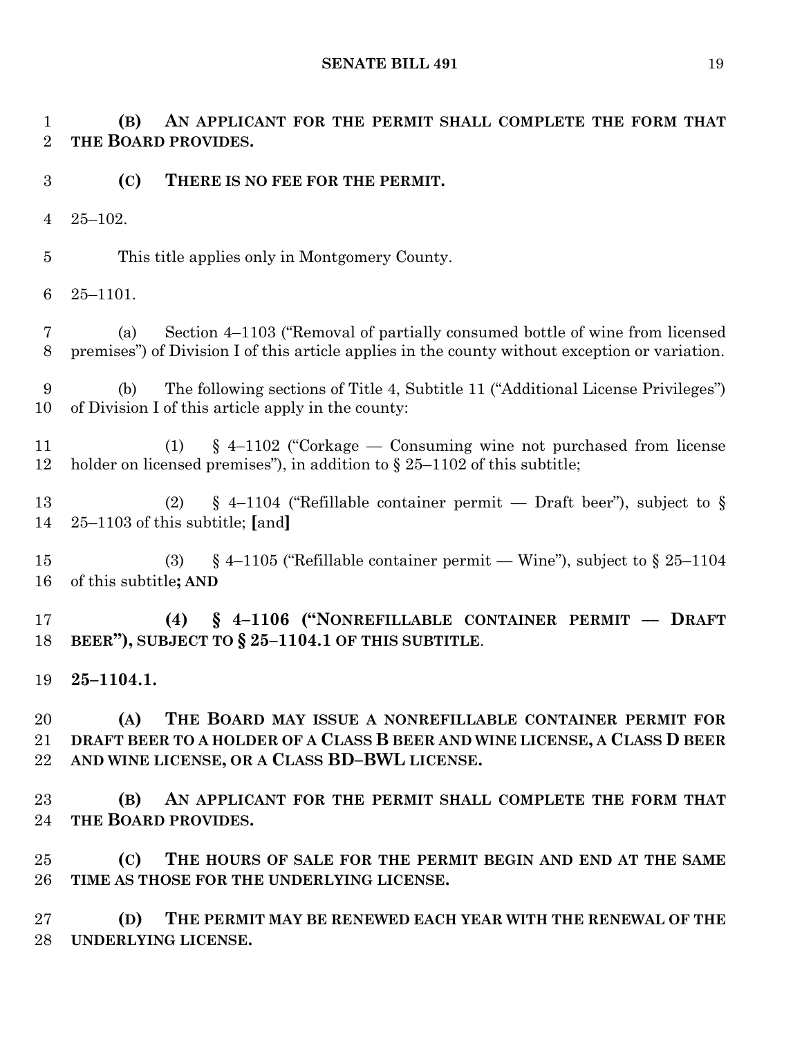**(B) AN APPLICANT FOR THE PERMIT SHALL COMPLETE THE FORM THAT THE BOARD PROVIDES.**

**(C) THERE IS NO FEE FOR THE PERMIT.**

25–102.

This title applies only in Montgomery County.

25–1101.

(a) Section 4–1103 ("Removal of partially consumed bottle of wine from licensed premises") of Division I of this article applies in the county without exception or variation.

(b) The following sections of Title 4, Subtitle 11 ("Additional License Privileges") of Division I of this article apply in the county:

(1) § 4–1102 ("Corkage — Consuming wine not purchased from license holder on licensed premises"), in addition to § 25–1102 of this subtitle;

(2) § 4–1104 ("Refillable container permit — Draft beer"), subject to § 25–1103 of this subtitle; **[**and**]**

(3) § 4–1105 ("Refillable container permit — Wine"), subject to § 25–1104 of this subtitle**; AND**

**(4) § 4–1106 ("NONREFILLABLE CONTAINER PERMIT — DRAFT BEER"), SUBJECT TO § 25–1104.1 OF THIS SUBTITLE**.

**25–1104.1.**

**(A) THE BOARD MAY ISSUE A NONREFILLABLE CONTAINER PERMIT FOR DRAFT BEER TO A HOLDER OF A CLASS B BEER AND WINE LICENSE, A CLASS D BEER AND WINE LICENSE, OR A CLASS BD–BWL LICENSE.**

**(B) AN APPLICANT FOR THE PERMIT SHALL COMPLETE THE FORM THAT THE BOARD PROVIDES.**

**(C) THE HOURS OF SALE FOR THE PERMIT BEGIN AND END AT THE SAME TIME AS THOSE FOR THE UNDERLYING LICENSE.**

**(D) THE PERMIT MAY BE RENEWED EACH YEAR WITH THE RENEWAL OF THE UNDERLYING LICENSE.**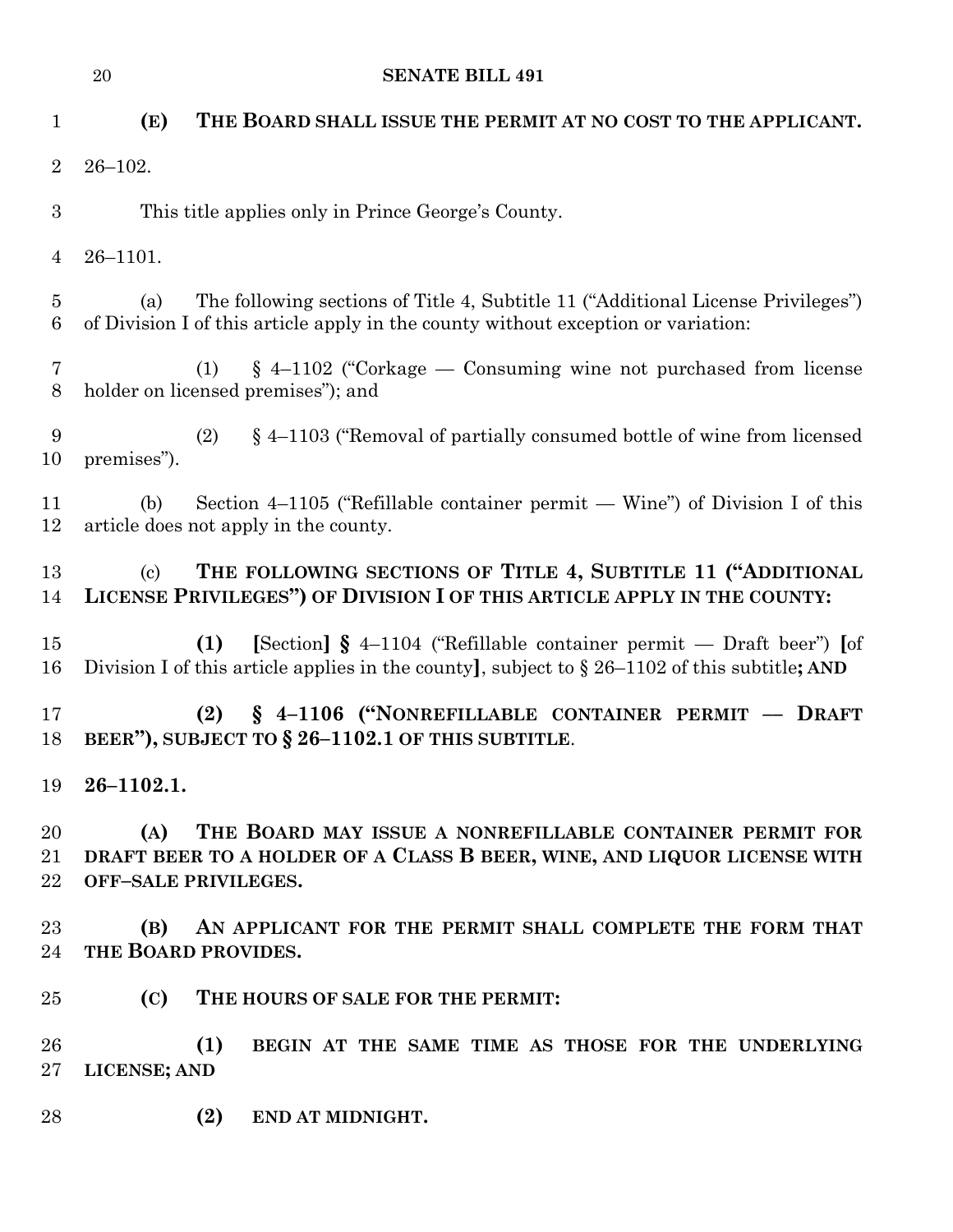**(E) THE BOARD SHALL ISSUE THE PERMIT AT NO COST TO THE APPLICANT.**

26–102.

This title applies only in Prince George's County.

26–1101.

(a) The following sections of Title 4, Subtitle 11 ("Additional License Privileges") of Division I of this article apply in the county without exception or variation:

(1) § 4–1102 ("Corkage — Consuming wine not purchased from license holder on licensed premises"); and

(2) § 4–1103 ("Removal of partially consumed bottle of wine from licensed premises").

(b) Section 4–1105 ("Refillable container permit — Wine") of Division I of this article does not apply in the county.

(c) **THE FOLLOWING SECTIONS OF TITLE 4, SUBTITLE 11 ("ADDITIONAL LICENSE PRIVILEGES") OF DIVISION I OF THIS ARTICLE APPLY IN THE COUNTY:**

**(1)** **[**Section**]** **§** 4–1104 ("Refillable container permit — Draft beer") **[**of Division I of this article applies in the county**]**, subject to § 26–1102 of this subtitle**; AND**

**(2) § 4–1106 ("NONREFILLABLE CONTAINER PERMIT — DRAFT BEER"), SUBJECT TO § 26–1102.1 OF THIS SUBTITLE**.

**26–1102.1.**

**(A) THE BOARD MAY ISSUE A NONREFILLABLE CONTAINER PERMIT FOR DRAFT BEER TO A HOLDER OF A CLASS B BEER, WINE, AND LIQUOR LICENSE WITH OFF–SALE PRIVILEGES.**

**(B) AN APPLICANT FOR THE PERMIT SHALL COMPLETE THE FORM THAT THE BOARD PROVIDES.**

**(C) THE HOURS OF SALE FOR THE PERMIT:**

**(1) BEGIN AT THE SAME TIME AS THOSE FOR THE UNDERLYING LICENSE; AND**

**(2) END AT MIDNIGHT.**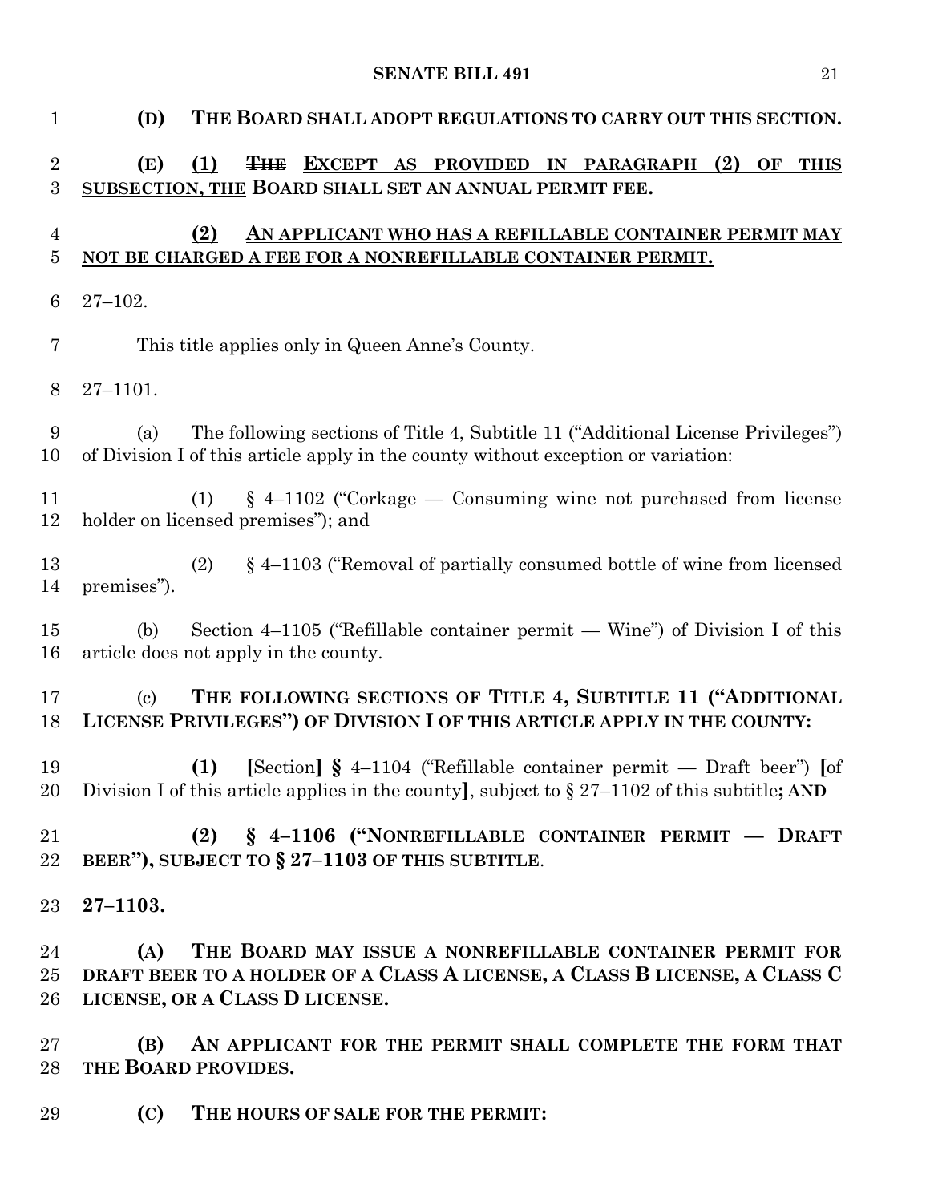**(D) THE BOARD SHALL ADOPT REGULATIONS TO CARRY OUT THIS SECTION.**

**(E)** <u>**(1)**</u> ~~**THE**~~ <u>**EXCEPT AS PROVIDED IN PARAGRAPH (2) OF THIS SUBSECTION, THE**</u> **BOARD SHALL SET AN ANNUAL PERMIT FEE.**

<u>**(2) AN APPLICANT WHO HAS A REFILLABLE CONTAINER PERMIT MAY NOT BE CHARGED A FEE FOR A NONREFILLABLE CONTAINER PERMIT.**</u>

27–102.

This title applies only in Queen Anne's County.

27–1101.

(a) The following sections of Title 4, Subtitle 11 ("Additional License Privileges") of Division I of this article apply in the county without exception or variation:

(1) § 4–1102 ("Corkage — Consuming wine not purchased from license holder on licensed premises"); and

(2) § 4–1103 ("Removal of partially consumed bottle of wine from licensed premises").

(b) Section 4–1105 ("Refillable container permit — Wine") of Division I of this article does not apply in the county.

(c) **THE FOLLOWING SECTIONS OF TITLE 4, SUBTITLE 11 ("ADDITIONAL LICENSE PRIVILEGES") OF DIVISION I OF THIS ARTICLE APPLY IN THE COUNTY:**

**(1)** **[**Section**]** **§** 4–1104 ("Refillable container permit — Draft beer") **[**of Division I of this article applies in the county**]**, subject to § 27–1102 of this subtitle**; AND**

**(2) § 4–1106 ("NONREFILLABLE CONTAINER PERMIT — DRAFT BEER"), SUBJECT TO § 27–1103 OF THIS SUBTITLE**.

**27–1103.**

**(A) THE BOARD MAY ISSUE A NONREFILLABLE CONTAINER PERMIT FOR DRAFT BEER TO A HOLDER OF A CLASS A LICENSE, A CLASS B LICENSE, A CLASS C LICENSE, OR A CLASS D LICENSE.**

**(B) AN APPLICANT FOR THE PERMIT SHALL COMPLETE THE FORM THAT THE BOARD PROVIDES.**

**(C) THE HOURS OF SALE FOR THE PERMIT:**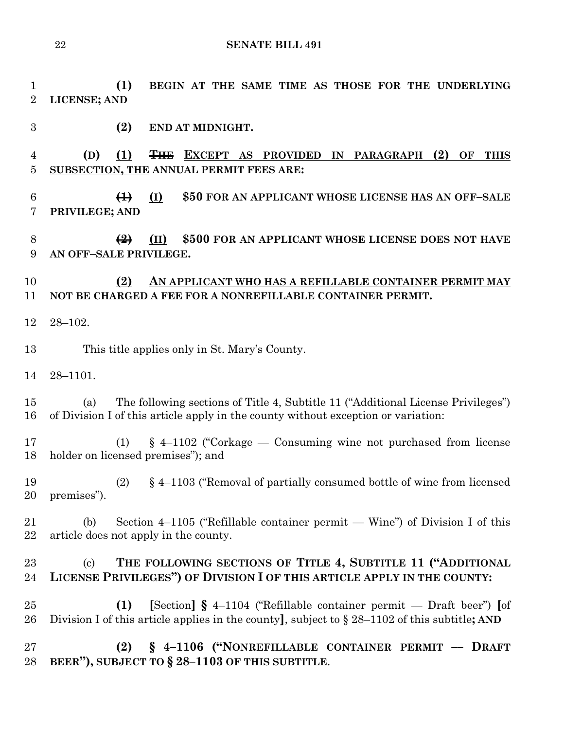**(1) BEGIN AT THE SAME TIME AS THOSE FOR THE UNDERLYING LICENSE; AND**

**(2) END AT MIDNIGHT.**

**(D) (1)** ~~**THE**~~ **EXCEPT AS PROVIDED IN PARAGRAPH (2) OF THIS SUBSECTION, THE ANNUAL PERMIT FEES ARE:**

~~**(1)**~~ **(I) $50 FOR AN APPLICANT WHOSE LICENSE HAS AN OFF–SALE PRIVILEGE; AND**

~~**(2)**~~ **(II) $500 FOR AN APPLICANT WHOSE LICENSE DOES NOT HAVE AN OFF–SALE PRIVILEGE.**

**(2) AN APPLICANT WHO HAS A REFILLABLE CONTAINER PERMIT MAY NOT BE CHARGED A FEE FOR A NONREFILLABLE CONTAINER PERMIT.**

28–102.

This title applies only in St. Mary's County.

28–1101.

(a) The following sections of Title 4, Subtitle 11 ("Additional License Privileges") of Division I of this article apply in the county without exception or variation:

(1) § 4–1102 ("Corkage — Consuming wine not purchased from license holder on licensed premises"); and

(2) § 4–1103 ("Removal of partially consumed bottle of wine from licensed premises").

(b) Section 4–1105 ("Refillable container permit — Wine") of Division I of this article does not apply in the county.

(c) **THE FOLLOWING SECTIONS OF TITLE 4, SUBTITLE 11 ("ADDITIONAL LICENSE PRIVILEGES") OF DIVISION I OF THIS ARTICLE APPLY IN THE COUNTY:**

**(1)** [Section] **§** 4–1104 ("Refillable container permit — Draft beer") [of Division I of this article applies in the county], subject to § 28–1102 of this subtitle**; AND**

**(2) § 4–1106 ("NONREFILLABLE CONTAINER PERMIT — DRAFT BEER"), SUBJECT TO § 28–1103 OF THIS SUBTITLE**.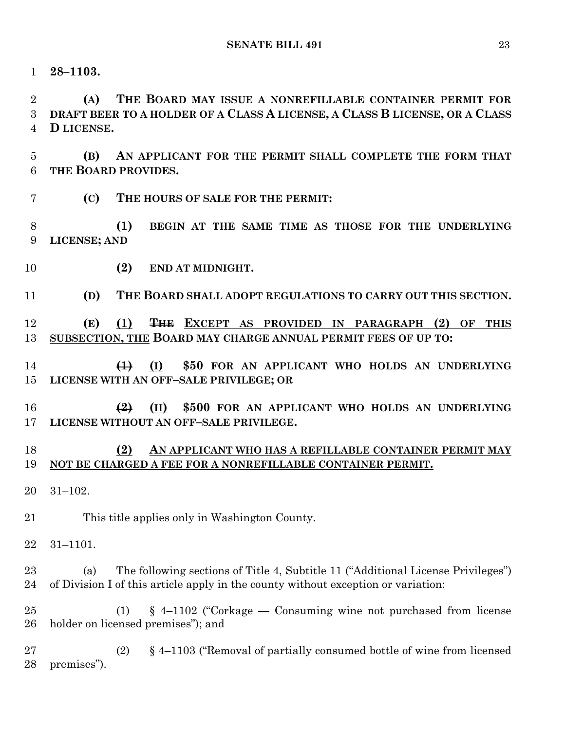**28–1103.**

**(A) THE BOARD MAY ISSUE A NONREFILLABLE CONTAINER PERMIT FOR DRAFT BEER TO A HOLDER OF A CLASS A LICENSE, A CLASS B LICENSE, OR A CLASS D LICENSE.**

**(B) AN APPLICANT FOR THE PERMIT SHALL COMPLETE THE FORM THAT THE BOARD PROVIDES.**

**(C) THE HOURS OF SALE FOR THE PERMIT:**

**(1) BEGIN AT THE SAME TIME AS THOSE FOR THE UNDERLYING LICENSE; AND**

**(2) END AT MIDNIGHT.**

**(D) THE BOARD SHALL ADOPT REGULATIONS TO CARRY OUT THIS SECTION.**

**(E) (1) ~~THE~~ EXCEPT AS PROVIDED IN PARAGRAPH (2) OF THIS SUBSECTION, THE BOARD MAY CHARGE ANNUAL PERMIT FEES OF UP TO:**

**~~(1)~~ (I) $50 FOR AN APPLICANT WHO HOLDS AN UNDERLYING LICENSE WITH AN OFF–SALE PRIVILEGE; OR**

**~~(2)~~ (II) $500 FOR AN APPLICANT WHO HOLDS AN UNDERLYING LICENSE WITHOUT AN OFF–SALE PRIVILEGE.**

**(2) AN APPLICANT WHO HAS A REFILLABLE CONTAINER PERMIT MAY NOT BE CHARGED A FEE FOR A NONREFILLABLE CONTAINER PERMIT.**

31–102.

This title applies only in Washington County.

31–1101.

(a) The following sections of Title 4, Subtitle 11 ("Additional License Privileges") of Division I of this article apply in the county without exception or variation:

(1) § 4–1102 ("Corkage — Consuming wine not purchased from license holder on licensed premises"); and

(2) § 4–1103 ("Removal of partially consumed bottle of wine from licensed premises").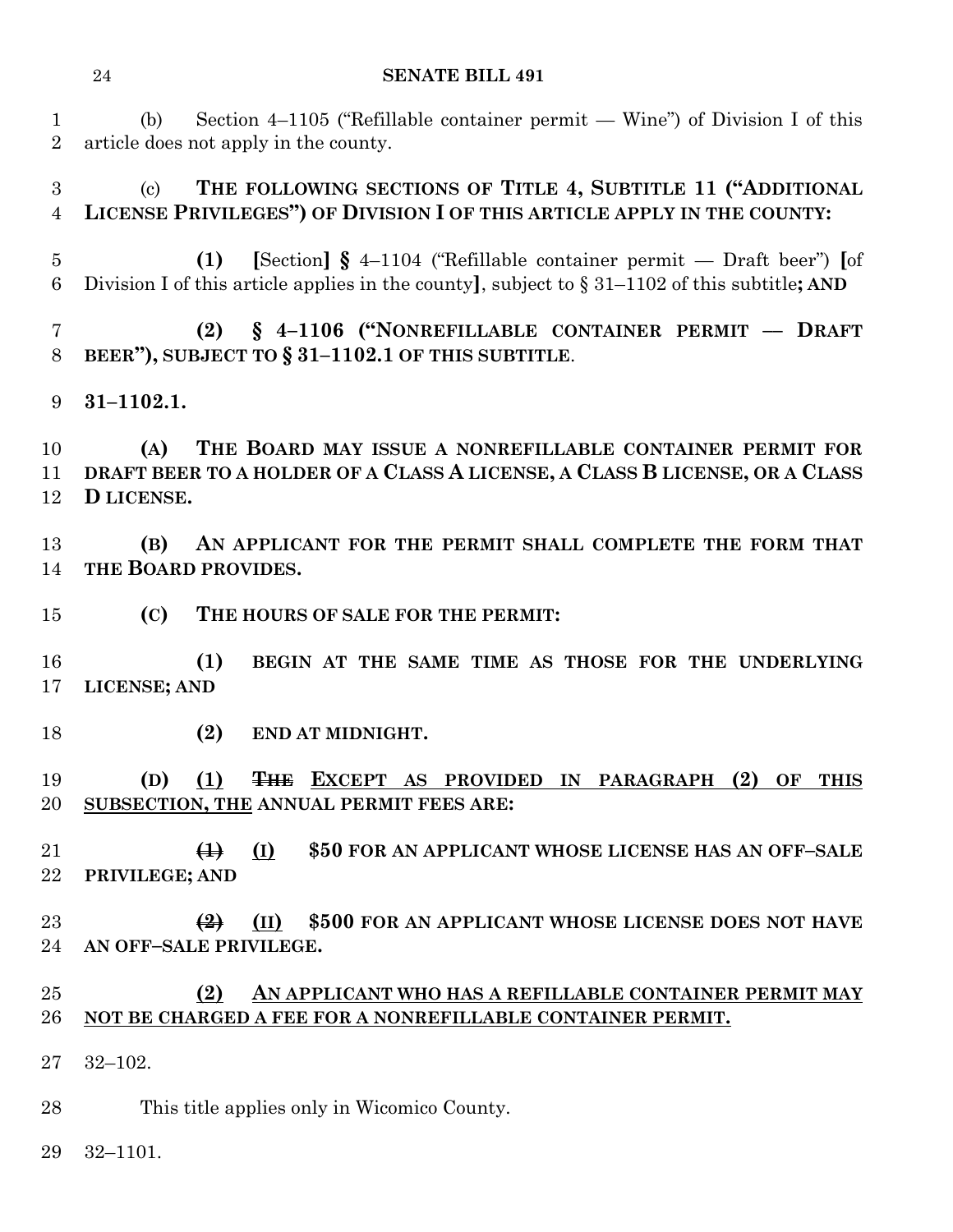(b) Section 4–1105 ("Refillable container permit — Wine") of Division I of this article does not apply in the county.

(c) **THE FOLLOWING SECTIONS OF TITLE 4, SUBTITLE 11 ("ADDITIONAL LICENSE PRIVILEGES") OF DIVISION I OF THIS ARTICLE APPLY IN THE COUNTY:**

**(1)** **[**Section**]** **§** 4–1104 ("Refillable container permit — Draft beer") **[**of Division I of this article applies in the county**]**, subject to § 31–1102 of this subtitle**; AND**

**(2) § 4–1106 ("NONREFILLABLE CONTAINER PERMIT — DRAFT BEER"), SUBJECT TO § 31–1102.1 OF THIS SUBTITLE**.

**31–1102.1.**

**(A) THE BOARD MAY ISSUE A NONREFILLABLE CONTAINER PERMIT FOR DRAFT BEER TO A HOLDER OF A CLASS A LICENSE, A CLASS B LICENSE, OR A CLASS D LICENSE.**

**(B) AN APPLICANT FOR THE PERMIT SHALL COMPLETE THE FORM THAT THE BOARD PROVIDES.**

**(C) THE HOURS OF SALE FOR THE PERMIT:**

**(1) BEGIN AT THE SAME TIME AS THOSE FOR THE UNDERLYING LICENSE; AND**

**(2) END AT MIDNIGHT.**

**(D)** **(1)** ~~**THE**~~ **EXCEPT AS PROVIDED IN PARAGRAPH (2) OF THIS SUBSECTION, THE** **ANNUAL PERMIT FEES ARE:**

~~**(1)**~~ **(I)** **$50 FOR AN APPLICANT WHOSE LICENSE HAS AN OFF–SALE PRIVILEGE; AND**

~~**(2)**~~ **(II)** **$500 FOR AN APPLICANT WHOSE LICENSE DOES NOT HAVE AN OFF–SALE PRIVILEGE.**

**(2)** **AN APPLICANT WHO HAS A REFILLABLE CONTAINER PERMIT MAY NOT BE CHARGED A FEE FOR A NONREFILLABLE CONTAINER PERMIT.**

32–102.

This title applies only in Wicomico County.

32–1101.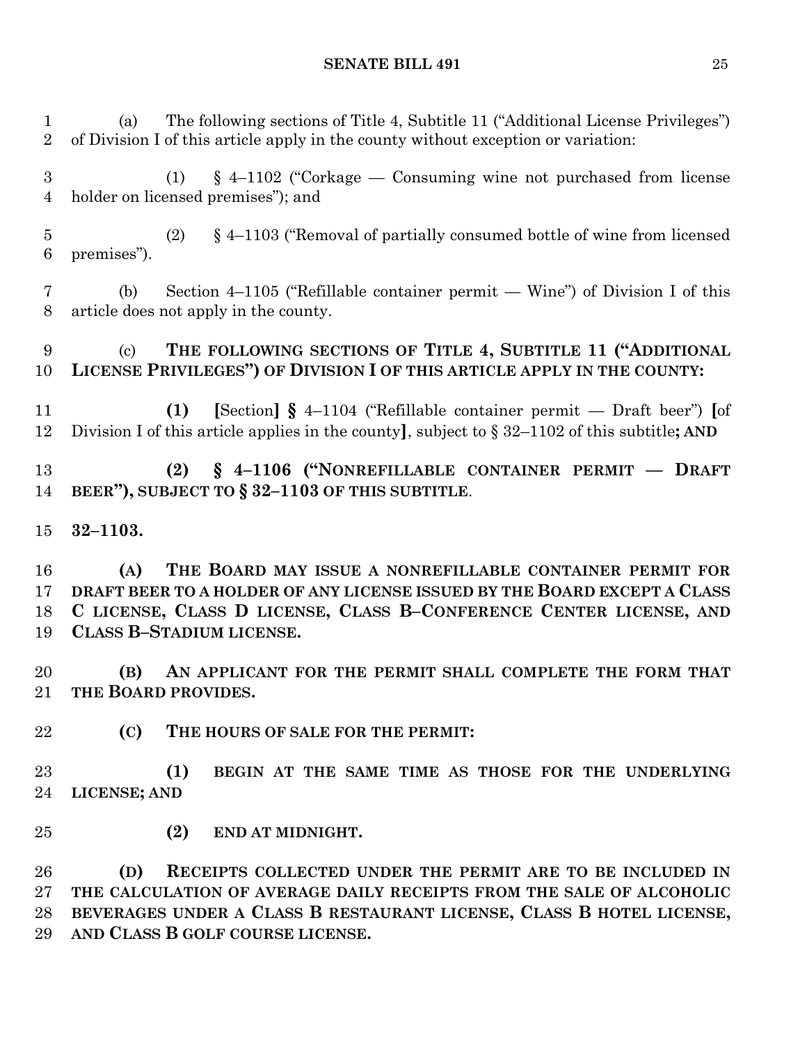(a) The following sections of Title 4, Subtitle 11 ("Additional License Privileges") of Division I of this article apply in the county without exception or variation:

(1) § 4–1102 ("Corkage — Consuming wine not purchased from license holder on licensed premises"); and

(2) § 4–1103 ("Removal of partially consumed bottle of wine from licensed premises").

(b) Section 4–1105 ("Refillable container permit — Wine") of Division I of this article does not apply in the county.

(c) **THE FOLLOWING SECTIONS OF TITLE 4, SUBTITLE 11 ("ADDITIONAL LICENSE PRIVILEGES") OF DIVISION I OF THIS ARTICLE APPLY IN THE COUNTY:**

**(1)** **[**Section**]** **§** 4–1104 ("Refillable container permit — Draft beer") **[**of Division I of this article applies in the county**]**, subject to § 32–1102 of this subtitle**; AND**

**(2) § 4–1106 ("NONREFILLABLE CONTAINER PERMIT — DRAFT BEER"), SUBJECT TO § 32–1103 OF THIS SUBTITLE**.

**32–1103.**

**(A) THE BOARD MAY ISSUE A NONREFILLABLE CONTAINER PERMIT FOR DRAFT BEER TO A HOLDER OF ANY LICENSE ISSUED BY THE BOARD EXCEPT A CLASS C LICENSE, CLASS D LICENSE, CLASS B–CONFERENCE CENTER LICENSE, AND CLASS B–STADIUM LICENSE.**

**(B) AN APPLICANT FOR THE PERMIT SHALL COMPLETE THE FORM THAT THE BOARD PROVIDES.**

**(C) THE HOURS OF SALE FOR THE PERMIT:**

**(1) BEGIN AT THE SAME TIME AS THOSE FOR THE UNDERLYING LICENSE; AND**

**(2) END AT MIDNIGHT.**

**(D) RECEIPTS COLLECTED UNDER THE PERMIT ARE TO BE INCLUDED IN THE CALCULATION OF AVERAGE DAILY RECEIPTS FROM THE SALE OF ALCOHOLIC BEVERAGES UNDER A CLASS B RESTAURANT LICENSE, CLASS B HOTEL LICENSE, AND CLASS B GOLF COURSE LICENSE.**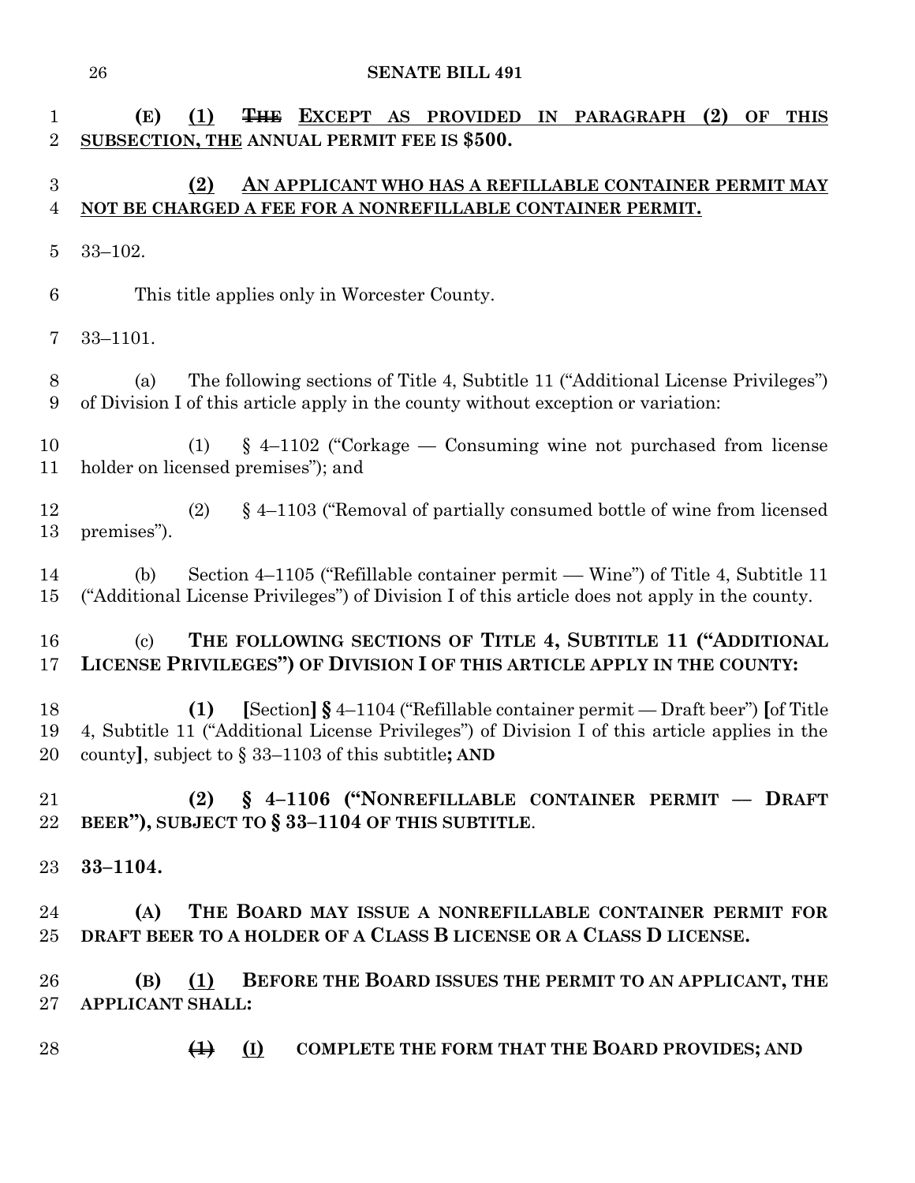**(E)** **(1)** ~~**THE**~~ **EXCEPT AS PROVIDED IN PARAGRAPH (2) OF THIS SUBSECTION, THE** **ANNUAL PERMIT FEE IS $500.**

**(2)** **AN APPLICANT WHO HAS A REFILLABLE CONTAINER PERMIT MAY NOT BE CHARGED A FEE FOR A NONREFILLABLE CONTAINER PERMIT.**

33–102.

This title applies only in Worcester County.

33–1101.

(a) The following sections of Title 4, Subtitle 11 ("Additional License Privileges") of Division I of this article apply in the county without exception or variation:

(1) § 4–1102 ("Corkage — Consuming wine not purchased from license holder on licensed premises"); and

(2) § 4–1103 ("Removal of partially consumed bottle of wine from licensed premises").

(b) Section 4–1105 ("Refillable container permit — Wine") of Title 4, Subtitle 11 ("Additional License Privileges") of Division I of this article does not apply in the county.

(c) **THE FOLLOWING SECTIONS OF TITLE 4, SUBTITLE 11 ("ADDITIONAL LICENSE PRIVILEGES") OF DIVISION I OF THIS ARTICLE APPLY IN THE COUNTY:**

**(1)** **[**Section**]** **§** 4–1104 ("Refillable container permit — Draft beer") **[**of Title 4, Subtitle 11 ("Additional License Privileges") of Division I of this article applies in the county**]**, subject to § 33–1103 of this subtitle**; AND**

**(2)** **§ 4–1106 ("NONREFILLABLE CONTAINER PERMIT — DRAFT BEER"), SUBJECT TO § 33–1104 OF THIS SUBTITLE**.

**33–1104.**

**(A)** **THE BOARD MAY ISSUE A NONREFILLABLE CONTAINER PERMIT FOR DRAFT BEER TO A HOLDER OF A CLASS B LICENSE OR A CLASS D LICENSE.**

**(B)** **(1)** **BEFORE THE BOARD ISSUES THE PERMIT TO AN APPLICANT, THE APPLICANT SHALL:**

~~**(1)**~~ **(I)** **COMPLETE THE FORM THAT THE BOARD PROVIDES; AND**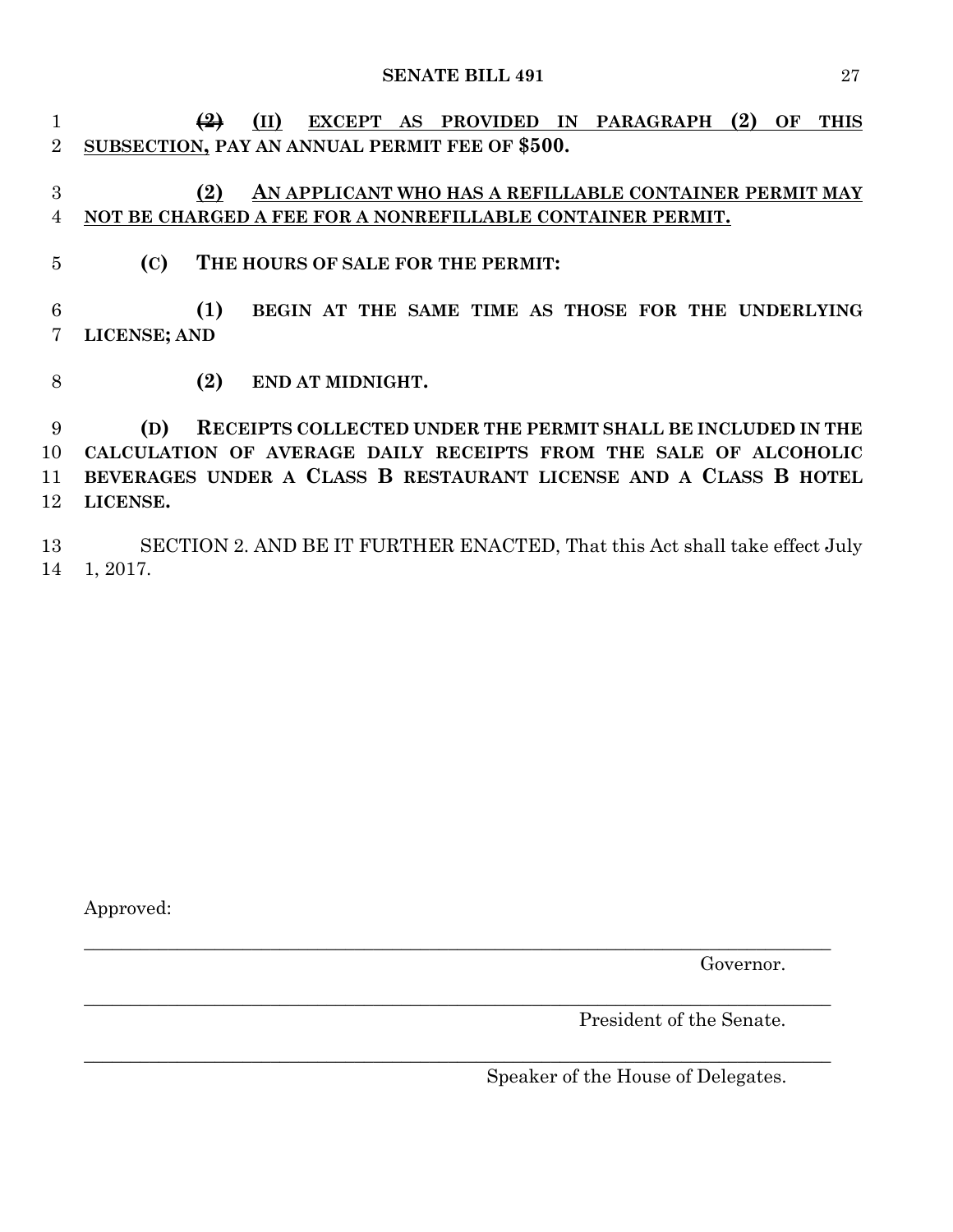~~(2)~~ (II) EXCEPT AS PROVIDED IN PARAGRAPH (2) OF THIS SUBSECTION, PAY AN ANNUAL PERMIT FEE OF $500.

(2) AN APPLICANT WHO HAS A REFILLABLE CONTAINER PERMIT MAY NOT BE CHARGED A FEE FOR A NONREFILLABLE CONTAINER PERMIT.

**(C) THE HOURS OF SALE FOR THE PERMIT:**

**(1) BEGIN AT THE SAME TIME AS THOSE FOR THE UNDERLYING LICENSE; AND**

**(2) END AT MIDNIGHT.**

**(D) RECEIPTS COLLECTED UNDER THE PERMIT SHALL BE INCLUDED IN THE CALCULATION OF AVERAGE DAILY RECEIPTS FROM THE SALE OF ALCOHOLIC BEVERAGES UNDER A CLASS B RESTAURANT LICENSE AND A CLASS B HOTEL LICENSE.**

SECTION 2. AND BE IT FURTHER ENACTED, That this Act shall take effect July 1, 2017.

Approved:

\_\_\_\_\_\_\_\_\_\_\_\_\_\_\_\_\_\_\_\_\_\_\_\_\_\_\_\_\_\_\_\_\_\_\_\_\_\_\_\_\_\_\_\_

Governor.

\_\_\_\_\_\_\_\_\_\_\_\_\_\_\_\_\_\_\_\_\_\_\_\_\_\_\_\_\_\_\_\_\_\_\_\_\_\_\_\_\_\_\_\_

President of the Senate.

\_\_\_\_\_\_\_\_\_\_\_\_\_\_\_\_\_\_\_\_\_\_\_\_\_\_\_\_\_\_\_\_\_\_\_\_\_\_\_\_\_\_\_\_

Speaker of the House of Delegates.